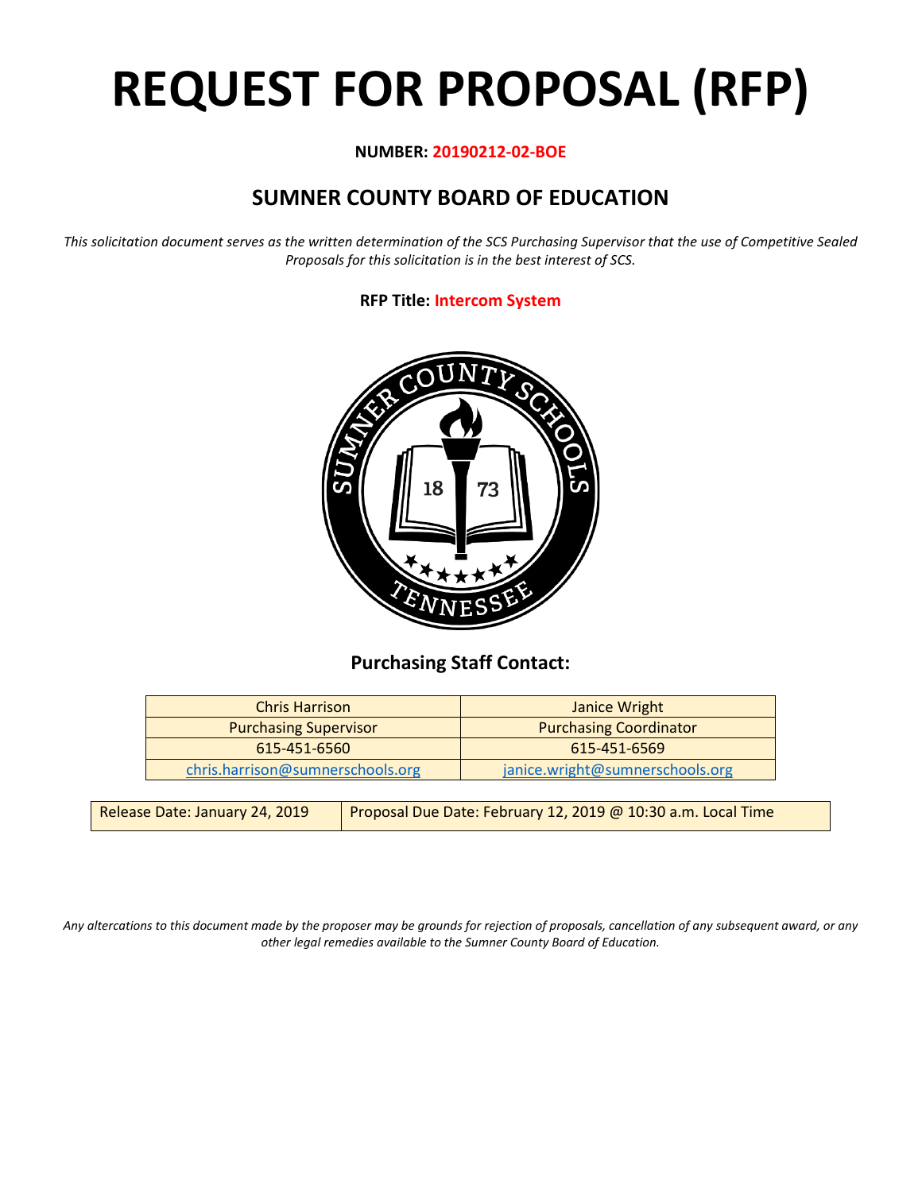# REQUEST FOR PROPOSAL (RFP)

**NUMBER: 20190212-02-BOE**

## SUMNER COUNTY BOARD OF EDUCATION

*This solicitation document serves as the written determination of the SCS Purchasing Supervisor that the use of Competitive Sealed Proposals for this solicitation is in the best interest of SCS.*

**RFP Title: Intercom System**

### Purchasing Staff Contact:

| Chris Harrison | Janice Wright |
|---|---|
| Purchasing Supervisor | Purchasing Coordinator |
| 615-451-6560 | 615-451-6569 |
| chris.harrison@sumnerschools.org | janice.wright@sumnerschools.org |

| Release Date: January 24, 2019 | Proposal Due Date: February 12, 2019 @ 10:30 a.m. Local Time |
|---|---|

*Any altercations to this document made by the proposer may be grounds for rejection of proposals, cancellation of any subsequent award, or any other legal remedies available to the Sumner County Board of Education.*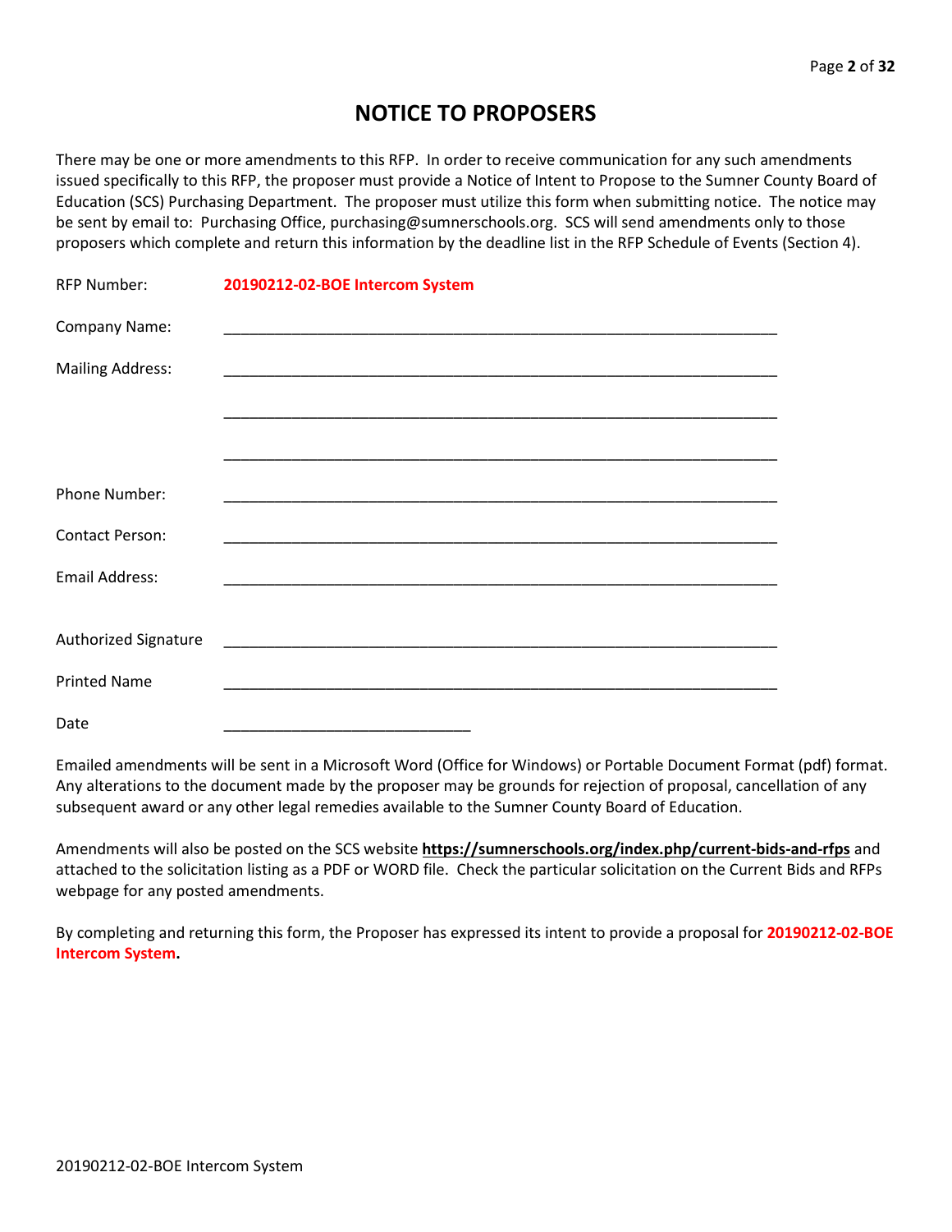# NOTICE TO PROPOSERS

There may be one or more amendments to this RFP. In order to receive communication for any such amendments issued specifically to this RFP, the proposer must provide a Notice of Intent to Propose to the Sumner County Board of Education (SCS) Purchasing Department. The proposer must utilize this form when submitting notice. The notice may be sent by email to: Purchasing Office, purchasing@sumnerschools.org. SCS will send amendments only to those proposers which complete and return this information by the deadline list in the RFP Schedule of Events (Section 4).

RFP Number: **20190212-02-BOE Intercom System**

Company Name: ____________________________________________________________________

Mailing Address: ____________________________________________________________________

____________________________________________________________________

____________________________________________________________________

Phone Number: ____________________________________________________________________

Contact Person: ____________________________________________________________________

Email Address: ____________________________________________________________________

Authorized Signature ____________________________________________________________________

Printed Name ____________________________________________________________________

Date ______________________________

Emailed amendments will be sent in a Microsoft Word (Office for Windows) or Portable Document Format (pdf) format. Any alterations to the document made by the proposer may be grounds for rejection of proposal, cancellation of any subsequent award or any other legal remedies available to the Sumner County Board of Education.

Amendments will also be posted on the SCS website **https://sumnerschools.org/index.php/current-bids-and-rfps** and attached to the solicitation listing as a PDF or WORD file. Check the particular solicitation on the Current Bids and RFPs webpage for any posted amendments.

By completing and returning this form, the Proposer has expressed its intent to provide a proposal for **20190212-02-BOE Intercom System.**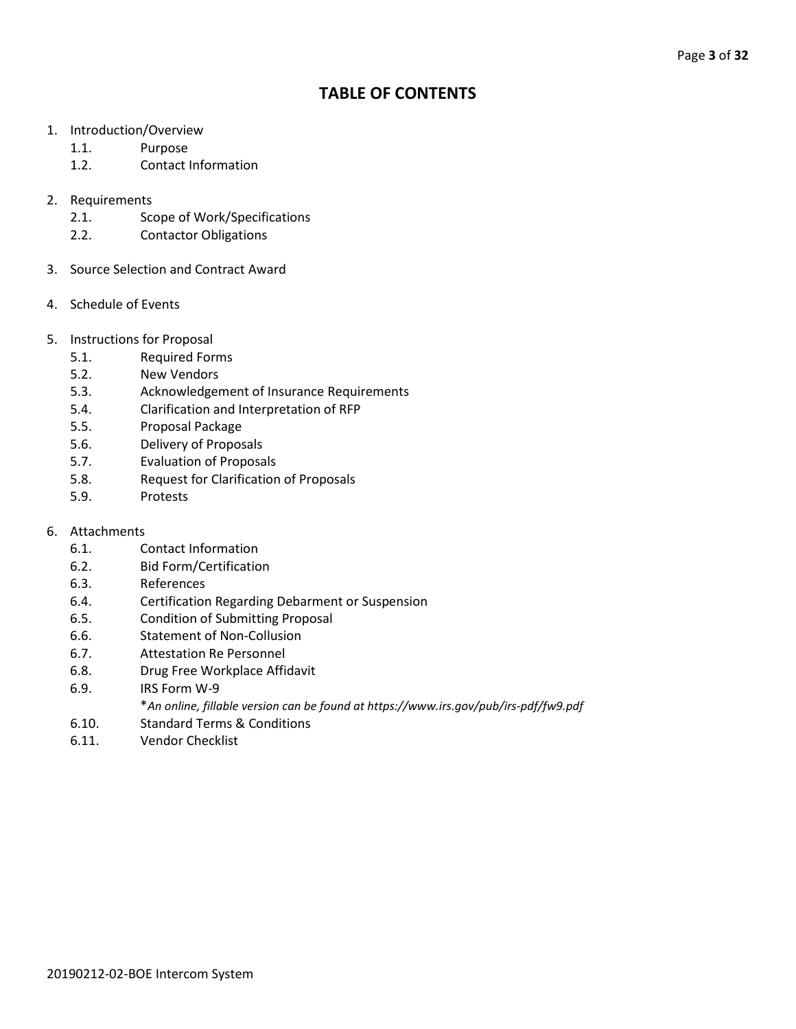## TABLE OF CONTENTS

1. Introduction/Overview
   - 1.1. Purpose
   - 1.2. Contact Information

2. Requirements
   - 2.1. Scope of Work/Specifications
   - 2.2. Contactor Obligations

3. Source Selection and Contract Award

4. Schedule of Events

5. Instructions for Proposal
   - 5.1. Required Forms
   - 5.2. New Vendors
   - 5.3. Acknowledgement of Insurance Requirements
   - 5.4. Clarification and Interpretation of RFP
   - 5.5. Proposal Package
   - 5.6. Delivery of Proposals
   - 5.7. Evaluation of Proposals
   - 5.8. Request for Clarification of Proposals
   - 5.9. Protests

6. Attachments
   - 6.1. Contact Information
   - 6.2. Bid Form/Certification
   - 6.3. References
   - 6.4. Certification Regarding Debarment or Suspension
   - 6.5. Condition of Submitting Proposal
   - 6.6. Statement of Non-Collusion
   - 6.7. Attestation Re Personnel
   - 6.8. Drug Free Workplace Affidavit
   - 6.9. IRS Form W-9

     **An online, fillable version can be found at https://www.irs.gov/pub/irs-pdf/fw9.pdf*
   - 6.10. Standard Terms & Conditions
   - 6.11. Vendor Checklist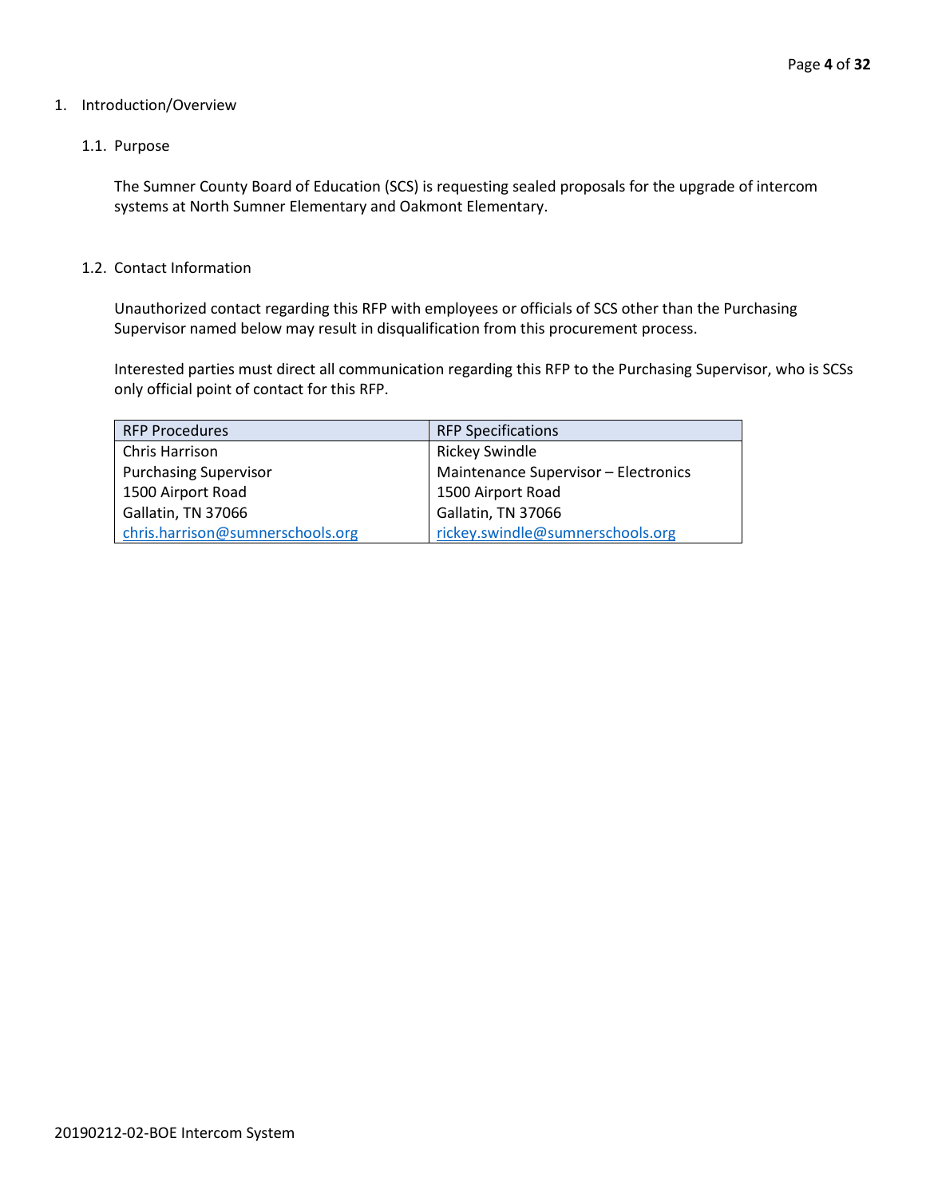1. Introduction/Overview

## 1.1. Purpose

The Sumner County Board of Education (SCS) is requesting sealed proposals for the upgrade of intercom systems at North Sumner Elementary and Oakmont Elementary.

## 1.2. Contact Information

Unauthorized contact regarding this RFP with employees or officials of SCS other than the Purchasing Supervisor named below may result in disqualification from this procurement process.

Interested parties must direct all communication regarding this RFP to the Purchasing Supervisor, who is SCSs only official point of contact for this RFP.

| RFP Procedures | RFP Specifications |
|---|---|
| Chris Harrison | Rickey Swindle |
| Purchasing Supervisor | Maintenance Supervisor – Electronics |
| 1500 Airport Road | 1500 Airport Road |
| Gallatin, TN 37066 | Gallatin, TN 37066 |
| chris.harrison@sumnerschools.org | rickey.swindle@sumnerschools.org |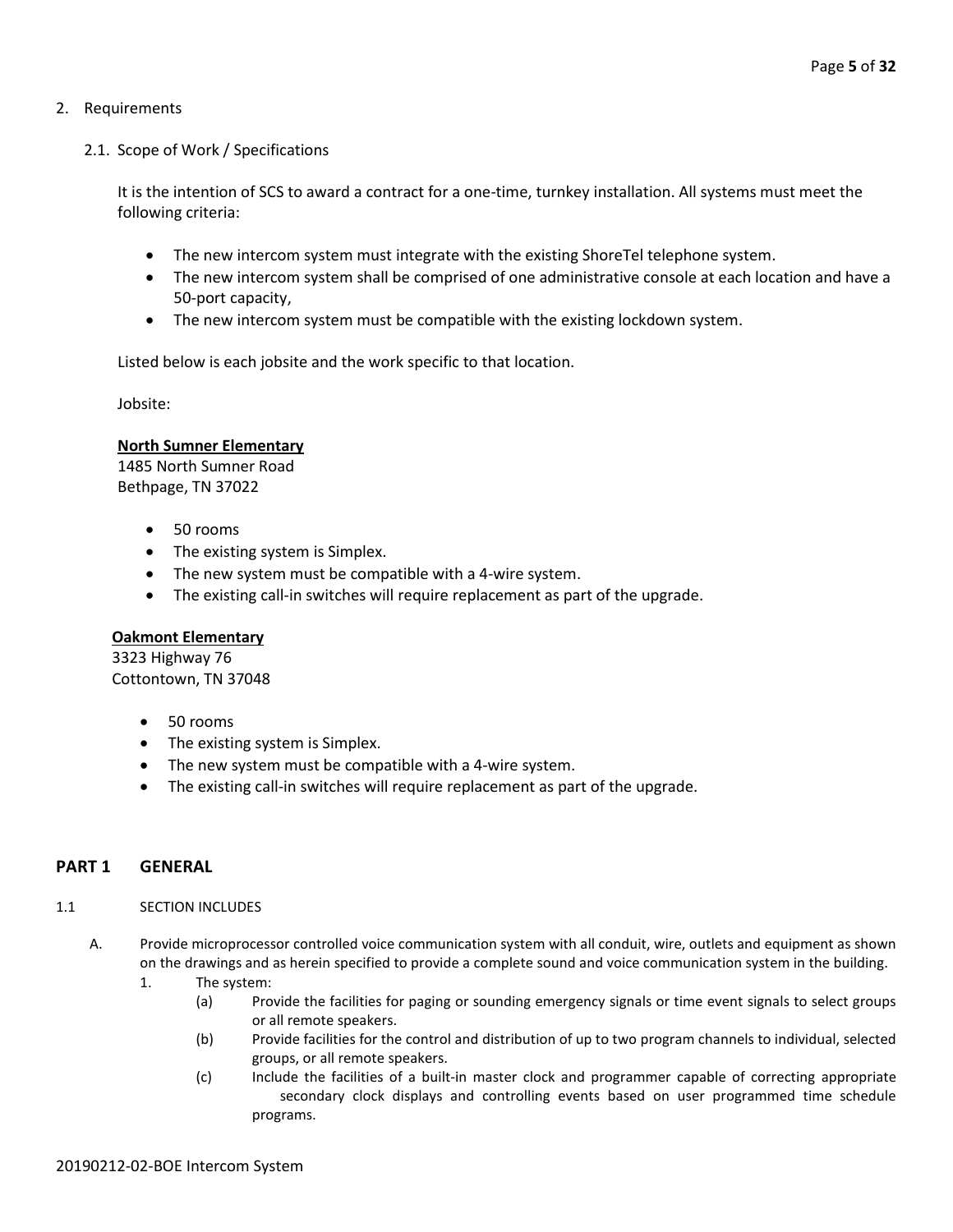2. Requirements

2.1. Scope of Work / Specifications

It is the intention of SCS to award a contract for a one-time, turnkey installation. All systems must meet the following criteria:

- The new intercom system must integrate with the existing ShoreTel telephone system.
- The new intercom system shall be comprised of one administrative console at each location and have a 50-port capacity,
- The new intercom system must be compatible with the existing lockdown system.

Listed below is each jobsite and the work specific to that location.

Jobsite:

**North Sumner Elementary**
1485 North Sumner Road
Bethpage, TN 37022

- 50 rooms
- The existing system is Simplex.
- The new system must be compatible with a 4-wire system.
- The existing call-in switches will require replacement as part of the upgrade.

**Oakmont Elementary**
3323 Highway 76
Cottontown, TN 37048

- 50 rooms
- The existing system is Simplex.
- The new system must be compatible with a 4-wire system.
- The existing call-in switches will require replacement as part of the upgrade.

## PART 1 GENERAL

1.1 SECTION INCLUDES

A. Provide microprocessor controlled voice communication system with all conduit, wire, outlets and equipment as shown on the drawings and as herein specified to provide a complete sound and voice communication system in the building.

1. The system:
   - (a) Provide the facilities for paging or sounding emergency signals or time event signals to select groups or all remote speakers.
   - (b) Provide facilities for the control and distribution of up to two program channels to individual, selected groups, or all remote speakers.
   - (c) Include the facilities of a built-in master clock and programmer capable of correcting appropriate secondary clock displays and controlling events based on user programmed time schedule programs.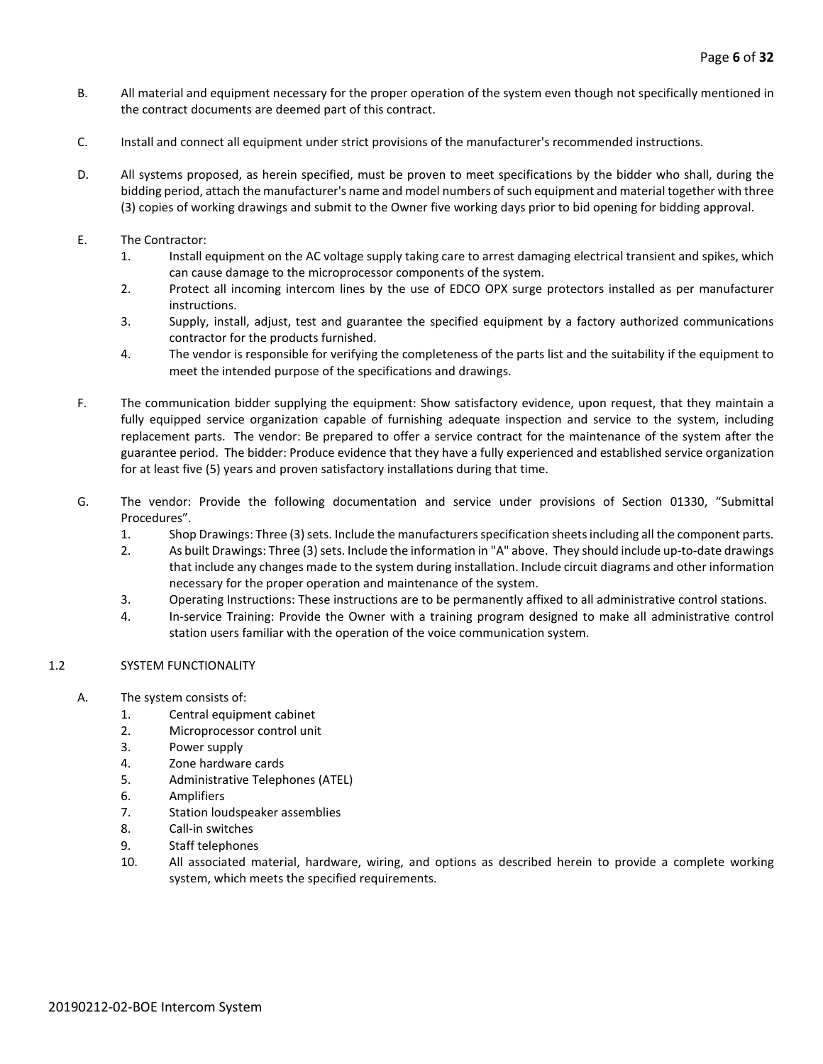B. All material and equipment necessary for the proper operation of the system even though not specifically mentioned in the contract documents are deemed part of this contract.

C. Install and connect all equipment under strict provisions of the manufacturer's recommended instructions.

D. All systems proposed, as herein specified, must be proven to meet specifications by the bidder who shall, during the bidding period, attach the manufacturer's name and model numbers of such equipment and material together with three (3) copies of working drawings and submit to the Owner five working days prior to bid opening for bidding approval.

E. The Contractor:

1. Install equipment on the AC voltage supply taking care to arrest damaging electrical transient and spikes, which can cause damage to the microprocessor components of the system.
2. Protect all incoming intercom lines by the use of EDCO OPX surge protectors installed as per manufacturer instructions.
3. Supply, install, adjust, test and guarantee the specified equipment by a factory authorized communications contractor for the products furnished.
4. The vendor is responsible for verifying the completeness of the parts list and the suitability if the equipment to meet the intended purpose of the specifications and drawings.

F. The communication bidder supplying the equipment: Show satisfactory evidence, upon request, that they maintain a fully equipped service organization capable of furnishing adequate inspection and service to the system, including replacement parts. The vendor: Be prepared to offer a service contract for the maintenance of the system after the guarantee period. The bidder: Produce evidence that they have a fully experienced and established service organization for at least five (5) years and proven satisfactory installations during that time.

G. The vendor: Provide the following documentation and service under provisions of Section 01330, "Submittal Procedures".

1. Shop Drawings: Three (3) sets. Include the manufacturers specification sheets including all the component parts.
2. As built Drawings: Three (3) sets. Include the information in "A" above. They should include up-to-date drawings that include any changes made to the system during installation. Include circuit diagrams and other information necessary for the proper operation and maintenance of the system.
3. Operating Instructions: These instructions are to be permanently affixed to all administrative control stations.
4. In-service Training: Provide the Owner with a training program designed to make all administrative control station users familiar with the operation of the voice communication system.

## 1.2 SYSTEM FUNCTIONALITY

A. The system consists of:

1. Central equipment cabinet
2. Microprocessor control unit
3. Power supply
4. Zone hardware cards
5. Administrative Telephones (ATEL)
6. Amplifiers
7. Station loudspeaker assemblies
8. Call-in switches
9. Staff telephones
10. All associated material, hardware, wiring, and options as described herein to provide a complete working system, which meets the specified requirements.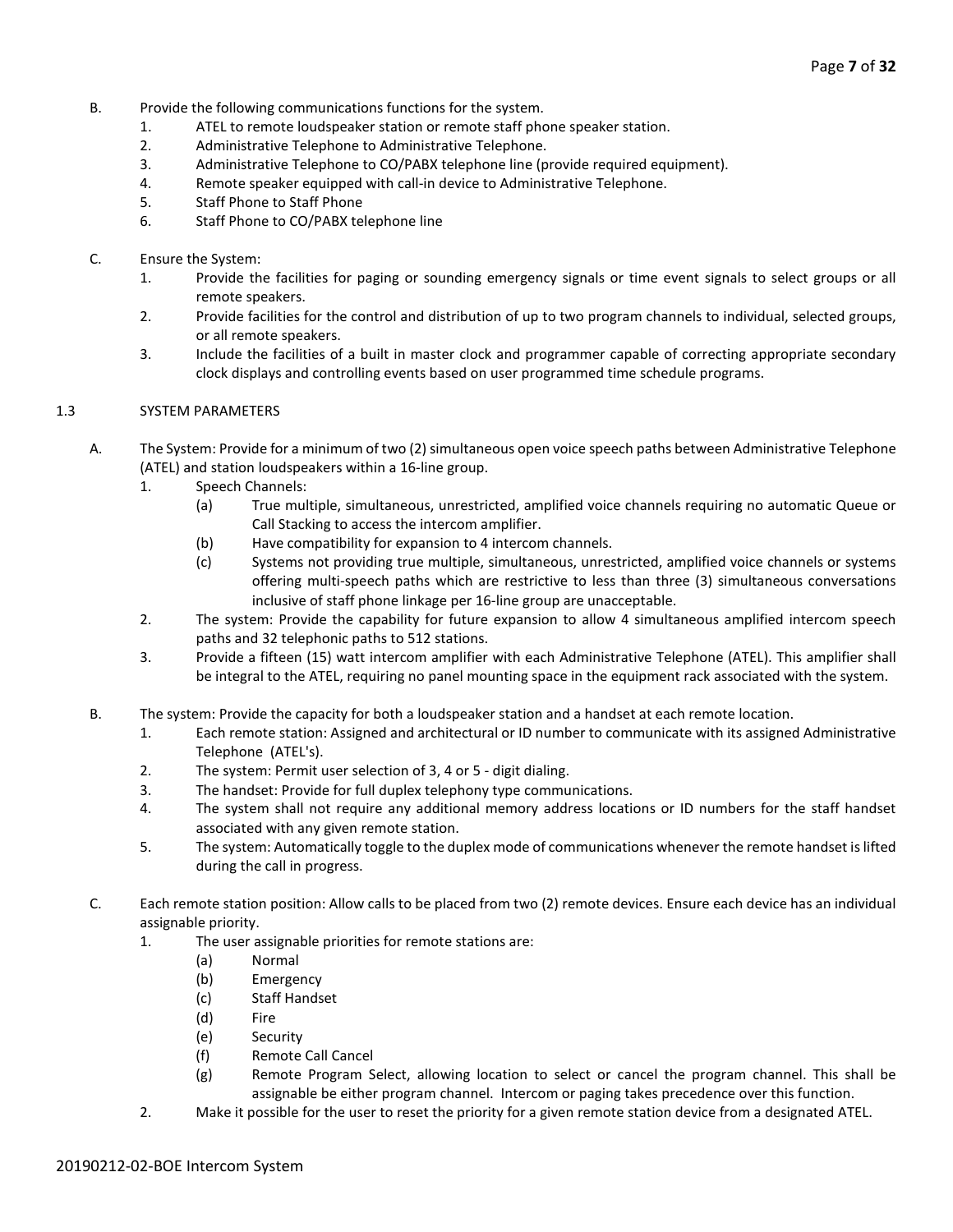B. Provide the following communications functions for the system.
   1. ATEL to remote loudspeaker station or remote staff phone speaker station.
   2. Administrative Telephone to Administrative Telephone.
   3. Administrative Telephone to CO/PABX telephone line (provide required equipment).
   4. Remote speaker equipped with call-in device to Administrative Telephone.
   5. Staff Phone to Staff Phone
   6. Staff Phone to CO/PABX telephone line

C. Ensure the System:
   1. Provide the facilities for paging or sounding emergency signals or time event signals to select groups or all remote speakers.
   2. Provide facilities for the control and distribution of up to two program channels to individual, selected groups, or all remote speakers.
   3. Include the facilities of a built in master clock and programmer capable of correcting appropriate secondary clock displays and controlling events based on user programmed time schedule programs.

## 1.3 SYSTEM PARAMETERS

A. The System: Provide for a minimum of two (2) simultaneous open voice speech paths between Administrative Telephone (ATEL) and station loudspeakers within a 16-line group.
   1. Speech Channels:
      (a) True multiple, simultaneous, unrestricted, amplified voice channels requiring no automatic Queue or Call Stacking to access the intercom amplifier.
      (b) Have compatibility for expansion to 4 intercom channels.
      (c) Systems not providing true multiple, simultaneous, unrestricted, amplified voice channels or systems offering multi-speech paths which are restrictive to less than three (3) simultaneous conversations inclusive of staff phone linkage per 16-line group are unacceptable.
   2. The system: Provide the capability for future expansion to allow 4 simultaneous amplified intercom speech paths and 32 telephonic paths to 512 stations.
   3. Provide a fifteen (15) watt intercom amplifier with each Administrative Telephone (ATEL). This amplifier shall be integral to the ATEL, requiring no panel mounting space in the equipment rack associated with the system.

B. The system: Provide the capacity for both a loudspeaker station and a handset at each remote location.
   1. Each remote station: Assigned and architectural or ID number to communicate with its assigned Administrative Telephone (ATEL's).
   2. The system: Permit user selection of 3, 4 or 5 - digit dialing.
   3. The handset: Provide for full duplex telephony type communications.
   4. The system shall not require any additional memory address locations or ID numbers for the staff handset associated with any given remote station.
   5. The system: Automatically toggle to the duplex mode of communications whenever the remote handset is lifted during the call in progress.

C. Each remote station position: Allow calls to be placed from two (2) remote devices. Ensure each device has an individual assignable priority.
   1. The user assignable priorities for remote stations are:
      (a) Normal
      (b) Emergency
      (c) Staff Handset
      (d) Fire
      (e) Security
      (f) Remote Call Cancel
      (g) Remote Program Select, allowing location to select or cancel the program channel. This shall be assignable be either program channel. Intercom or paging takes precedence over this function.
   2. Make it possible for the user to reset the priority for a given remote station device from a designated ATEL.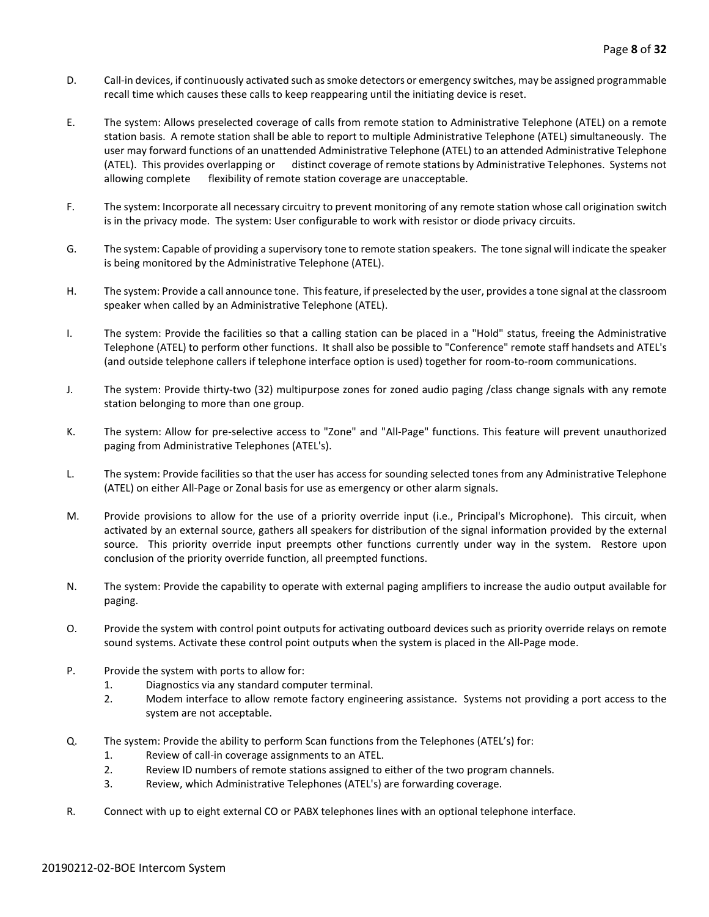D. Call-in devices, if continuously activated such as smoke detectors or emergency switches, may be assigned programmable recall time which causes these calls to keep reappearing until the initiating device is reset.

E. The system: Allows preselected coverage of calls from remote station to Administrative Telephone (ATEL) on a remote station basis. A remote station shall be able to report to multiple Administrative Telephone (ATEL) simultaneously. The user may forward functions of an unattended Administrative Telephone (ATEL) to an attended Administrative Telephone (ATEL). This provides overlapping or distinct coverage of remote stations by Administrative Telephones. Systems not allowing complete flexibility of remote station coverage are unacceptable.

F. The system: Incorporate all necessary circuitry to prevent monitoring of any remote station whose call origination switch is in the privacy mode. The system: User configurable to work with resistor or diode privacy circuits.

G. The system: Capable of providing a supervisory tone to remote station speakers. The tone signal will indicate the speaker is being monitored by the Administrative Telephone (ATEL).

H. The system: Provide a call announce tone. This feature, if preselected by the user, provides a tone signal at the classroom speaker when called by an Administrative Telephone (ATEL).

I. The system: Provide the facilities so that a calling station can be placed in a "Hold" status, freeing the Administrative Telephone (ATEL) to perform other functions. It shall also be possible to "Conference" remote staff handsets and ATEL's (and outside telephone callers if telephone interface option is used) together for room-to-room communications.

J. The system: Provide thirty-two (32) multipurpose zones for zoned audio paging /class change signals with any remote station belonging to more than one group.

K. The system: Allow for pre-selective access to "Zone" and "All-Page" functions. This feature will prevent unauthorized paging from Administrative Telephones (ATEL's).

L. The system: Provide facilities so that the user has access for sounding selected tones from any Administrative Telephone (ATEL) on either All-Page or Zonal basis for use as emergency or other alarm signals.

M. Provide provisions to allow for the use of a priority override input (i.e., Principal's Microphone). This circuit, when activated by an external source, gathers all speakers for distribution of the signal information provided by the external source. This priority override input preempts other functions currently under way in the system. Restore upon conclusion of the priority override function, all preempted functions.

N. The system: Provide the capability to operate with external paging amplifiers to increase the audio output available for paging.

O. Provide the system with control point outputs for activating outboard devices such as priority override relays on remote sound systems. Activate these control point outputs when the system is placed in the All-Page mode.

P. Provide the system with ports to allow for:
   1. Diagnostics via any standard computer terminal.
   2. Modem interface to allow remote factory engineering assistance. Systems not providing a port access to the system are not acceptable.

Q. The system: Provide the ability to perform Scan functions from the Telephones (ATEL's) for:
   1. Review of call-in coverage assignments to an ATEL.
   2. Review ID numbers of remote stations assigned to either of the two program channels.
   3. Review, which Administrative Telephones (ATEL's) are forwarding coverage.

R. Connect with up to eight external CO or PABX telephones lines with an optional telephone interface.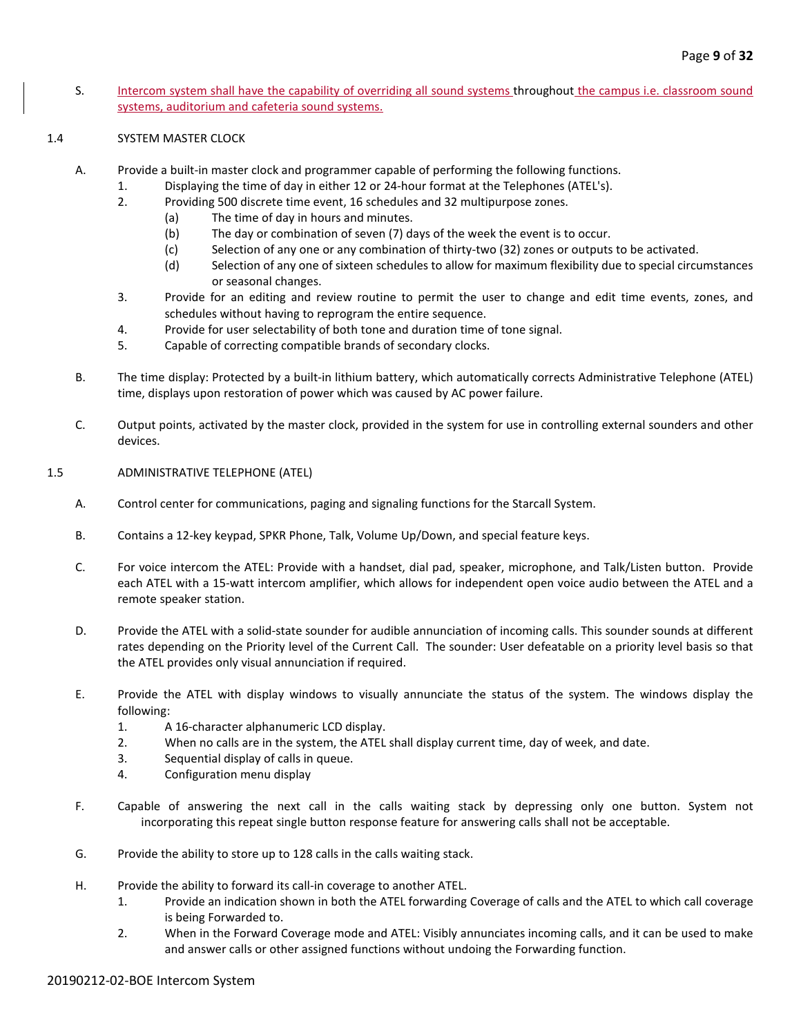S. Intercom system shall have the capability of overriding all sound systems throughout the campus i.e. classroom sound systems, auditorium and cafeteria sound systems.

1.4 SYSTEM MASTER CLOCK

A. Provide a built-in master clock and programmer capable of performing the following functions.
   1. Displaying the time of day in either 12 or 24-hour format at the Telephones (ATEL's).
   2. Providing 500 discrete time event, 16 schedules and 32 multipurpose zones.
      (a) The time of day in hours and minutes.
      (b) The day or combination of seven (7) days of the week the event is to occur.
      (c) Selection of any one or any combination of thirty-two (32) zones or outputs to be activated.
      (d) Selection of any one of sixteen schedules to allow for maximum flexibility due to special circumstances or seasonal changes.
   3. Provide for an editing and review routine to permit the user to change and edit time events, zones, and schedules without having to reprogram the entire sequence.
   4. Provide for user selectability of both tone and duration time of tone signal.
   5. Capable of correcting compatible brands of secondary clocks.

B. The time display: Protected by a built-in lithium battery, which automatically corrects Administrative Telephone (ATEL) time, displays upon restoration of power which was caused by AC power failure.

C. Output points, activated by the master clock, provided in the system for use in controlling external sounders and other devices.

1.5 ADMINISTRATIVE TELEPHONE (ATEL)

A. Control center for communications, paging and signaling functions for the Starcall System.

B. Contains a 12-key keypad, SPKR Phone, Talk, Volume Up/Down, and special feature keys.

C. For voice intercom the ATEL: Provide with a handset, dial pad, speaker, microphone, and Talk/Listen button. Provide each ATEL with a 15-watt intercom amplifier, which allows for independent open voice audio between the ATEL and a remote speaker station.

D. Provide the ATEL with a solid-state sounder for audible annunciation of incoming calls. This sounder sounds at different rates depending on the Priority level of the Current Call. The sounder: User defeatable on a priority level basis so that the ATEL provides only visual annunciation if required.

E. Provide the ATEL with display windows to visually annunciate the status of the system. The windows display the following:
   1. A 16-character alphanumeric LCD display.
   2. When no calls are in the system, the ATEL shall display current time, day of week, and date.
   3. Sequential display of calls in queue.
   4. Configuration menu display

F. Capable of answering the next call in the calls waiting stack by depressing only one button. System not incorporating this repeat single button response feature for answering calls shall not be acceptable.

G. Provide the ability to store up to 128 calls in the calls waiting stack.

H. Provide the ability to forward its call-in coverage to another ATEL.
   1. Provide an indication shown in both the ATEL forwarding Coverage of calls and the ATEL to which call coverage is being Forwarded to.
   2. When in the Forward Coverage mode and ATEL: Visibly annunciates incoming calls, and it can be used to make and answer calls or other assigned functions without undoing the Forwarding function.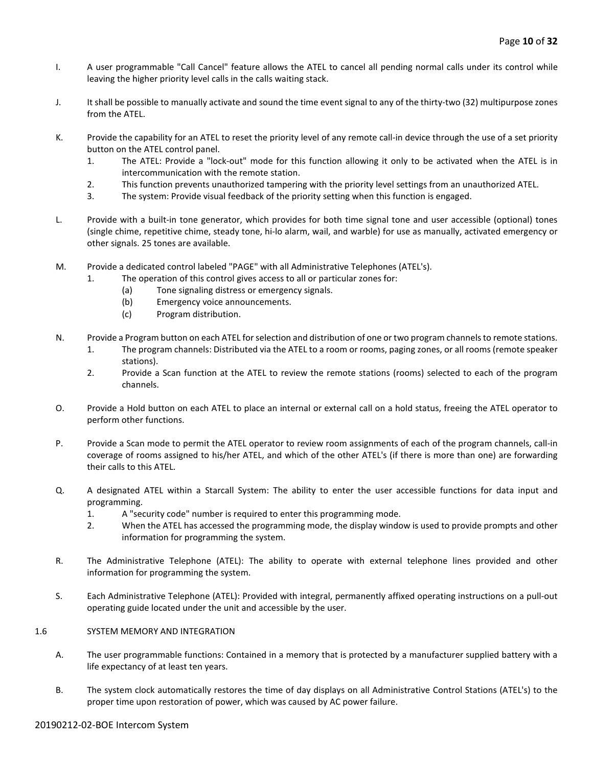I. A user programmable "Call Cancel" feature allows the ATEL to cancel all pending normal calls under its control while leaving the higher priority level calls in the calls waiting stack.

J. It shall be possible to manually activate and sound the time event signal to any of the thirty-two (32) multipurpose zones from the ATEL.

K. Provide the capability for an ATEL to reset the priority level of any remote call-in device through the use of a set priority button on the ATEL control panel.
   1. The ATEL: Provide a "lock-out" mode for this function allowing it only to be activated when the ATEL is in intercommunication with the remote station.
   2. This function prevents unauthorized tampering with the priority level settings from an unauthorized ATEL.
   3. The system: Provide visual feedback of the priority setting when this function is engaged.

L. Provide with a built-in tone generator, which provides for both time signal tone and user accessible (optional) tones (single chime, repetitive chime, steady tone, hi-lo alarm, wail, and warble) for use as manually, activated emergency or other signals. 25 tones are available.

M. Provide a dedicated control labeled "PAGE" with all Administrative Telephones (ATEL's).
   1. The operation of this control gives access to all or particular zones for:
      (a) Tone signaling distress or emergency signals.
      (b) Emergency voice announcements.
      (c) Program distribution.

N. Provide a Program button on each ATEL for selection and distribution of one or two program channels to remote stations.
   1. The program channels: Distributed via the ATEL to a room or rooms, paging zones, or all rooms (remote speaker stations).
   2. Provide a Scan function at the ATEL to review the remote stations (rooms) selected to each of the program channels.

O. Provide a Hold button on each ATEL to place an internal or external call on a hold status, freeing the ATEL operator to perform other functions.

P. Provide a Scan mode to permit the ATEL operator to review room assignments of each of the program channels, call-in coverage of rooms assigned to his/her ATEL, and which of the other ATEL's (if there is more than one) are forwarding their calls to this ATEL.

Q. A designated ATEL within a Starcall System: The ability to enter the user accessible functions for data input and programming.
   1. A "security code" number is required to enter this programming mode.
   2. When the ATEL has accessed the programming mode, the display window is used to provide prompts and other information for programming the system.

R. The Administrative Telephone (ATEL): The ability to operate with external telephone lines provided and other information for programming the system.

S. Each Administrative Telephone (ATEL): Provided with integral, permanently affixed operating instructions on a pull-out operating guide located under the unit and accessible by the user.

## 1.6 SYSTEM MEMORY AND INTEGRATION

A. The user programmable functions: Contained in a memory that is protected by a manufacturer supplied battery with a life expectancy of at least ten years.

B. The system clock automatically restores the time of day displays on all Administrative Control Stations (ATEL's) to the proper time upon restoration of power, which was caused by AC power failure.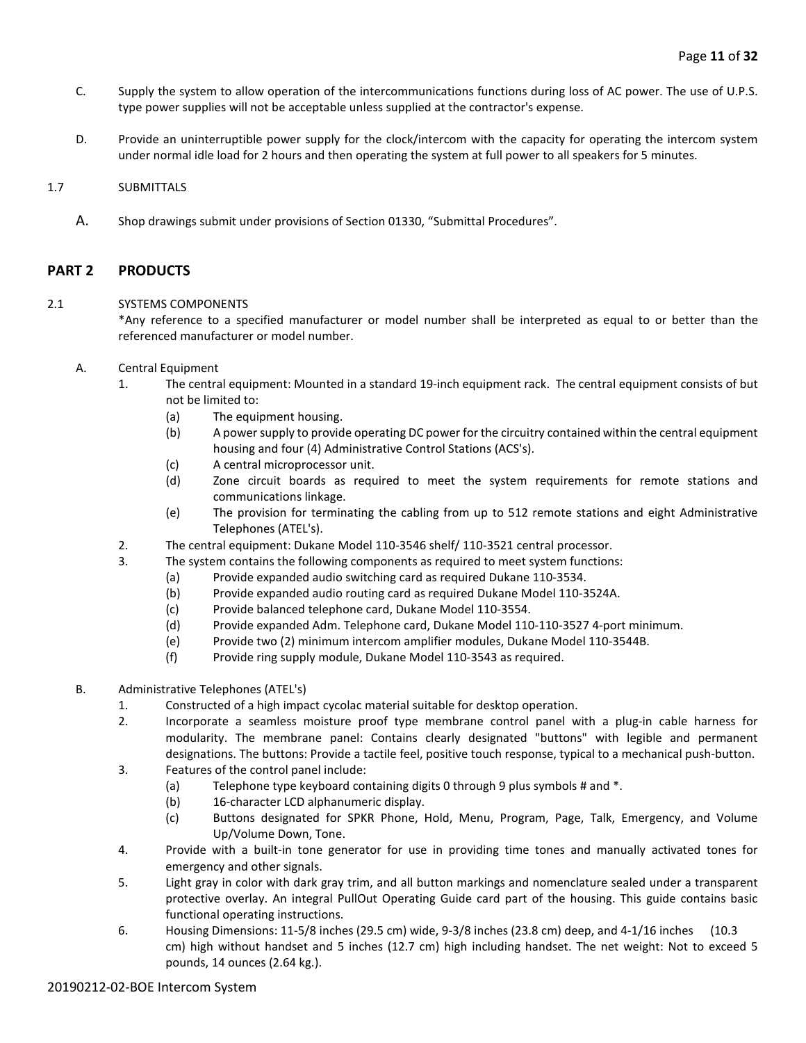C. Supply the system to allow operation of the intercommunications functions during loss of AC power. The use of U.P.S. type power supplies will not be acceptable unless supplied at the contractor's expense.

D. Provide an uninterruptible power supply for the clock/intercom with the capacity for operating the intercom system under normal idle load for 2 hours and then operating the system at full power to all speakers for 5 minutes.

1.7 SUBMITTALS

A. Shop drawings submit under provisions of Section 01330, "Submittal Procedures".

## PART 2 PRODUCTS

2.1 SYSTEMS COMPONENTS

*Any reference to a specified manufacturer or model number shall be interpreted as equal to or better than the referenced manufacturer or model number.

A. Central Equipment

1. The central equipment: Mounted in a standard 19-inch equipment rack. The central equipment consists of but not be limited to:
   - (a) The equipment housing.
   - (b) A power supply to provide operating DC power for the circuitry contained within the central equipment housing and four (4) Administrative Control Stations (ACS's).
   - (c) A central microprocessor unit.
   - (d) Zone circuit boards as required to meet the system requirements for remote stations and communications linkage.
   - (e) The provision for terminating the cabling from up to 512 remote stations and eight Administrative Telephones (ATEL's).
2. The central equipment: Dukane Model 110-3546 shelf/ 110-3521 central processor.
3. The system contains the following components as required to meet system functions:
   - (a) Provide expanded audio switching card as required Dukane 110-3534.
   - (b) Provide expanded audio routing card as required Dukane Model 110-3524A.
   - (c) Provide balanced telephone card, Dukane Model 110-3554.
   - (d) Provide expanded Adm. Telephone card, Dukane Model 110-110-3527 4-port minimum.
   - (e) Provide two (2) minimum intercom amplifier modules, Dukane Model 110-3544B.
   - (f) Provide ring supply module, Dukane Model 110-3543 as required.

B. Administrative Telephones (ATEL's)

1. Constructed of a high impact cycolac material suitable for desktop operation.
2. Incorporate a seamless moisture proof type membrane control panel with a plug-in cable harness for modularity. The membrane panel: Contains clearly designated "buttons" with legible and permanent designations. The buttons: Provide a tactile feel, positive touch response, typical to a mechanical push-button.
3. Features of the control panel include:
   - (a) Telephone type keyboard containing digits 0 through 9 plus symbols # and *.
   - (b) 16-character LCD alphanumeric display.
   - (c) Buttons designated for SPKR Phone, Hold, Menu, Program, Page, Talk, Emergency, and Volume Up/Volume Down, Tone.
4. Provide with a built-in tone generator for use in providing time tones and manually activated tones for emergency and other signals.
5. Light gray in color with dark gray trim, and all button markings and nomenclature sealed under a transparent protective overlay. An integral PullOut Operating Guide card part of the housing. This guide contains basic functional operating instructions.
6. Housing Dimensions: 11-5/8 inches (29.5 cm) wide, 9-3/8 inches (23.8 cm) deep, and 4-1/16 inches (10.3 cm) high without handset and 5 inches (12.7 cm) high including handset. The net weight: Not to exceed 5 pounds, 14 ounces (2.64 kg.).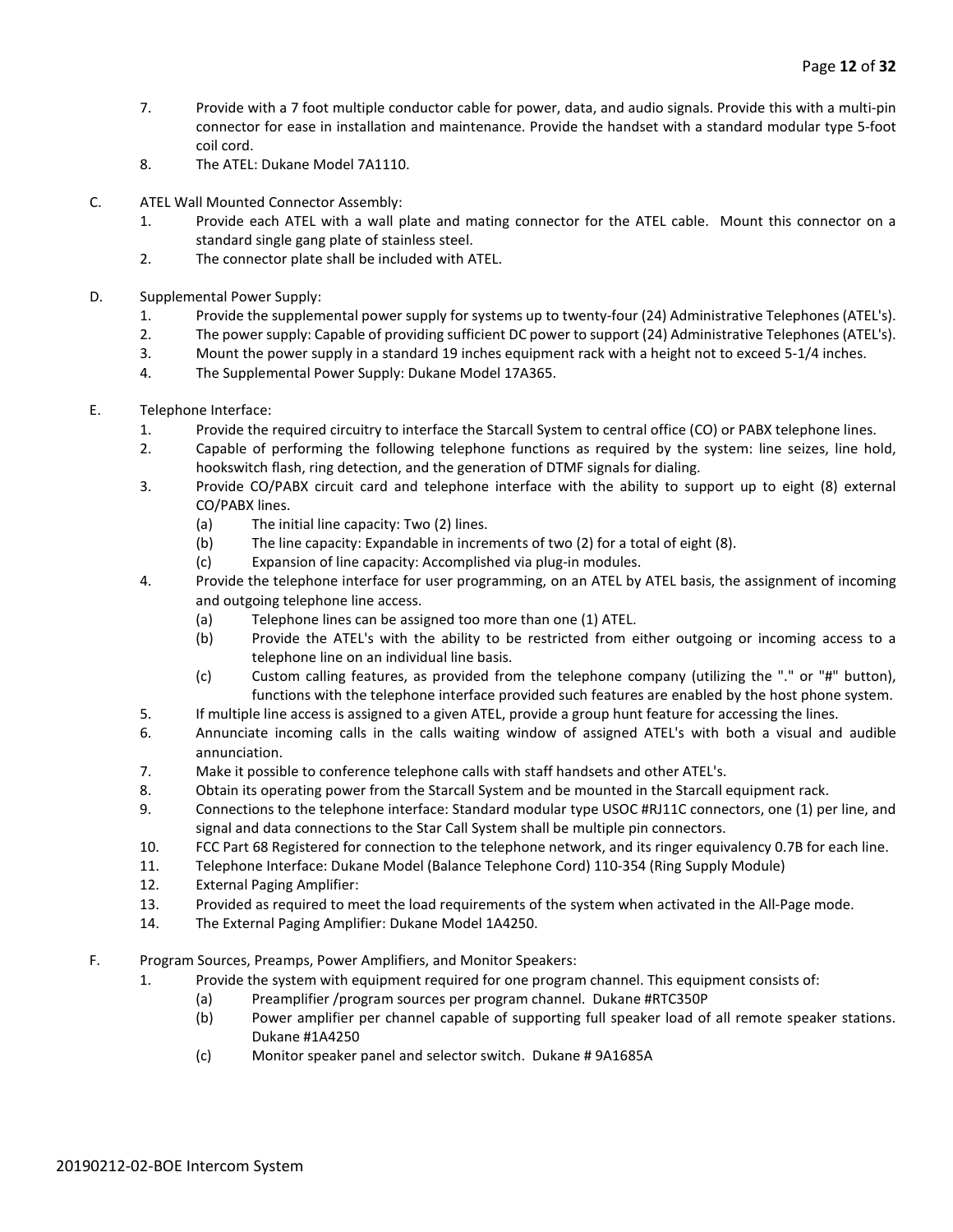7. Provide with a 7 foot multiple conductor cable for power, data, and audio signals. Provide this with a multi-pin connector for ease in installation and maintenance. Provide the handset with a standard modular type 5-foot coil cord.
8. The ATEL: Dukane Model 7A1110.

C. ATEL Wall Mounted Connector Assembly:
   1. Provide each ATEL with a wall plate and mating connector for the ATEL cable. Mount this connector on a standard single gang plate of stainless steel.
   2. The connector plate shall be included with ATEL.

D. Supplemental Power Supply:
   1. Provide the supplemental power supply for systems up to twenty-four (24) Administrative Telephones (ATEL's).
   2. The power supply: Capable of providing sufficient DC power to support (24) Administrative Telephones (ATEL's).
   3. Mount the power supply in a standard 19 inches equipment rack with a height not to exceed 5-1/4 inches.
   4. The Supplemental Power Supply: Dukane Model 17A365.

E. Telephone Interface:
   1. Provide the required circuitry to interface the Starcall System to central office (CO) or PABX telephone lines.
   2. Capable of performing the following telephone functions as required by the system: line seizes, line hold, hookswitch flash, ring detection, and the generation of DTMF signals for dialing.
   3. Provide CO/PABX circuit card and telephone interface with the ability to support up to eight (8) external CO/PABX lines.
      (a) The initial line capacity: Two (2) lines.
      (b) The line capacity: Expandable in increments of two (2) for a total of eight (8).
      (c) Expansion of line capacity: Accomplished via plug-in modules.
   4. Provide the telephone interface for user programming, on an ATEL by ATEL basis, the assignment of incoming and outgoing telephone line access.
      (a) Telephone lines can be assigned too more than one (1) ATEL.
      (b) Provide the ATEL's with the ability to be restricted from either outgoing or incoming access to a telephone line on an individual line basis.
      (c) Custom calling features, as provided from the telephone company (utilizing the "." or "#" button), functions with the telephone interface provided such features are enabled by the host phone system.
   5. If multiple line access is assigned to a given ATEL, provide a group hunt feature for accessing the lines.
   6. Annunciate incoming calls in the calls waiting window of assigned ATEL's with both a visual and audible annunciation.
   7. Make it possible to conference telephone calls with staff handsets and other ATEL's.
   8. Obtain its operating power from the Starcall System and be mounted in the Starcall equipment rack.
   9. Connections to the telephone interface: Standard modular type USOC #RJ11C connectors, one (1) per line, and signal and data connections to the Star Call System shall be multiple pin connectors.
   10. FCC Part 68 Registered for connection to the telephone network, and its ringer equivalency 0.7B for each line.
   11. Telephone Interface: Dukane Model (Balance Telephone Cord) 110-354 (Ring Supply Module)
   12. External Paging Amplifier:
   13. Provided as required to meet the load requirements of the system when activated in the All-Page mode.
   14. The External Paging Amplifier: Dukane Model 1A4250.

F. Program Sources, Preamps, Power Amplifiers, and Monitor Speakers:
   1. Provide the system with equipment required for one program channel. This equipment consists of:
      (a) Preamplifier /program sources per program channel. Dukane #RTC350P
      (b) Power amplifier per channel capable of supporting full speaker load of all remote speaker stations. Dukane #1A4250
      (c) Monitor speaker panel and selector switch. Dukane # 9A1685A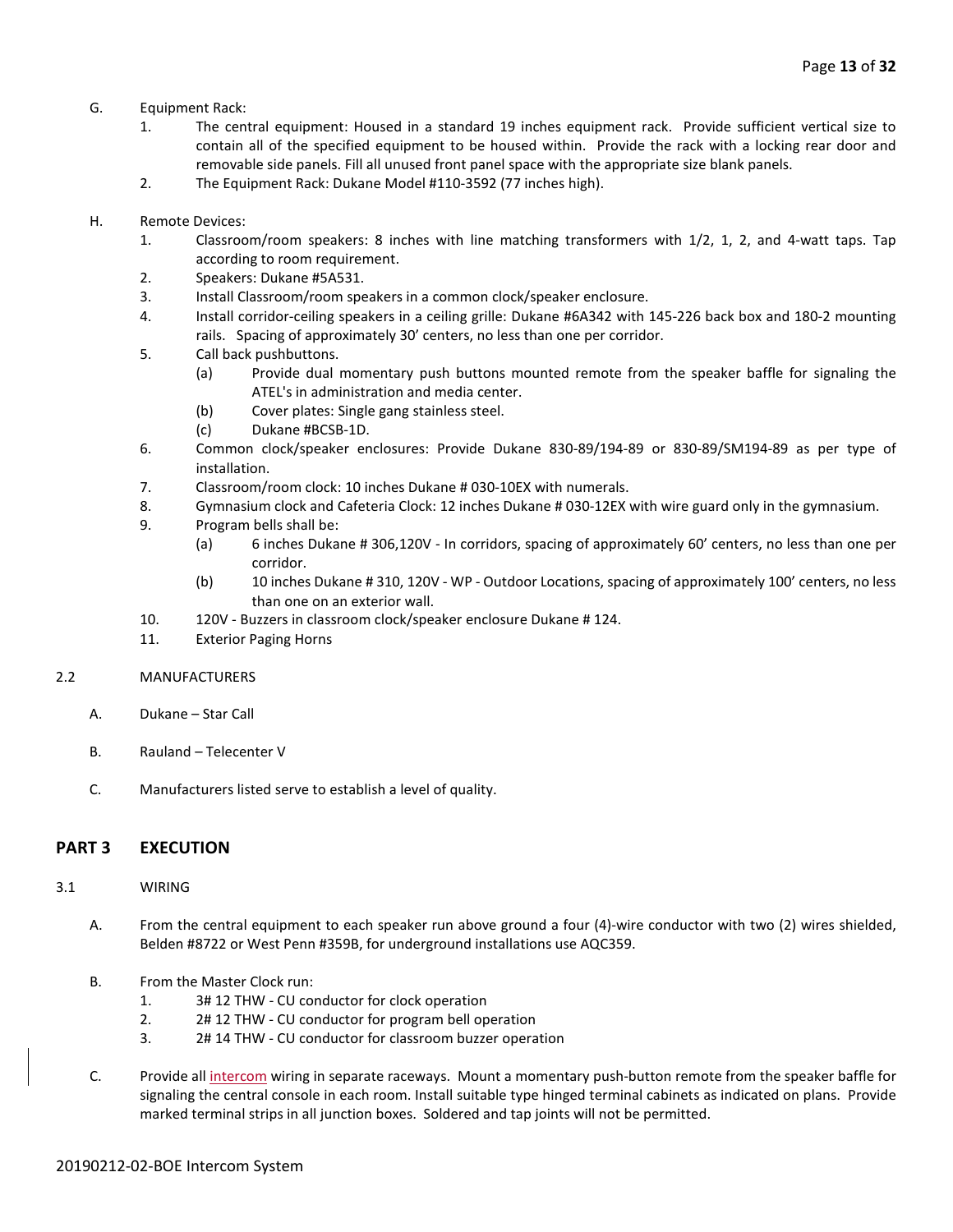G. Equipment Rack:

1. The central equipment: Housed in a standard 19 inches equipment rack. Provide sufficient vertical size to contain all of the specified equipment to be housed within. Provide the rack with a locking rear door and removable side panels. Fill all unused front panel space with the appropriate size blank panels.
2. The Equipment Rack: Dukane Model #110-3592 (77 inches high).

H. Remote Devices:

1. Classroom/room speakers: 8 inches with line matching transformers with 1/2, 1, 2, and 4-watt taps. Tap according to room requirement.
2. Speakers: Dukane #5A531.
3. Install Classroom/room speakers in a common clock/speaker enclosure.
4. Install corridor-ceiling speakers in a ceiling grille: Dukane #6A342 with 145-226 back box and 180-2 mounting rails. Spacing of approximately 30' centers, no less than one per corridor.
5. Call back pushbuttons.
   - (a) Provide dual momentary push buttons mounted remote from the speaker baffle for signaling the ATEL's in administration and media center.
   - (b) Cover plates: Single gang stainless steel.
   - (c) Dukane #BCSB-1D.
6. Common clock/speaker enclosures: Provide Dukane 830-89/194-89 or 830-89/SM194-89 as per type of installation.
7. Classroom/room clock: 10 inches Dukane # 030-10EX with numerals.
8. Gymnasium clock and Cafeteria Clock: 12 inches Dukane # 030-12EX with wire guard only in the gymnasium.
9. Program bells shall be:
   - (a) 6 inches Dukane # 306,120V - In corridors, spacing of approximately 60' centers, no less than one per corridor.
   - (b) 10 inches Dukane # 310, 120V - WP - Outdoor Locations, spacing of approximately 100' centers, no less than one on an exterior wall.
10. 120V - Buzzers in classroom clock/speaker enclosure Dukane # 124.
11. Exterior Paging Horns

### 2.2 MANUFACTURERS

A. Dukane – Star Call

B. Rauland – Telecenter V

C. Manufacturers listed serve to establish a level of quality.

## PART 3 EXECUTION

### 3.1 WIRING

A. From the central equipment to each speaker run above ground a four (4)-wire conductor with two (2) wires shielded, Belden #8722 or West Penn #359B, for underground installations use AQC359.

B. From the Master Clock run:

1. 3# 12 THW - CU conductor for clock operation
2. 2# 12 THW - CU conductor for program bell operation
3. 2# 14 THW - CU conductor for classroom buzzer operation

C. Provide all intercom wiring in separate raceways. Mount a momentary push-button remote from the speaker baffle for signaling the central console in each room. Install suitable type hinged terminal cabinets as indicated on plans. Provide marked terminal strips in all junction boxes. Soldered and tap joints will not be permitted.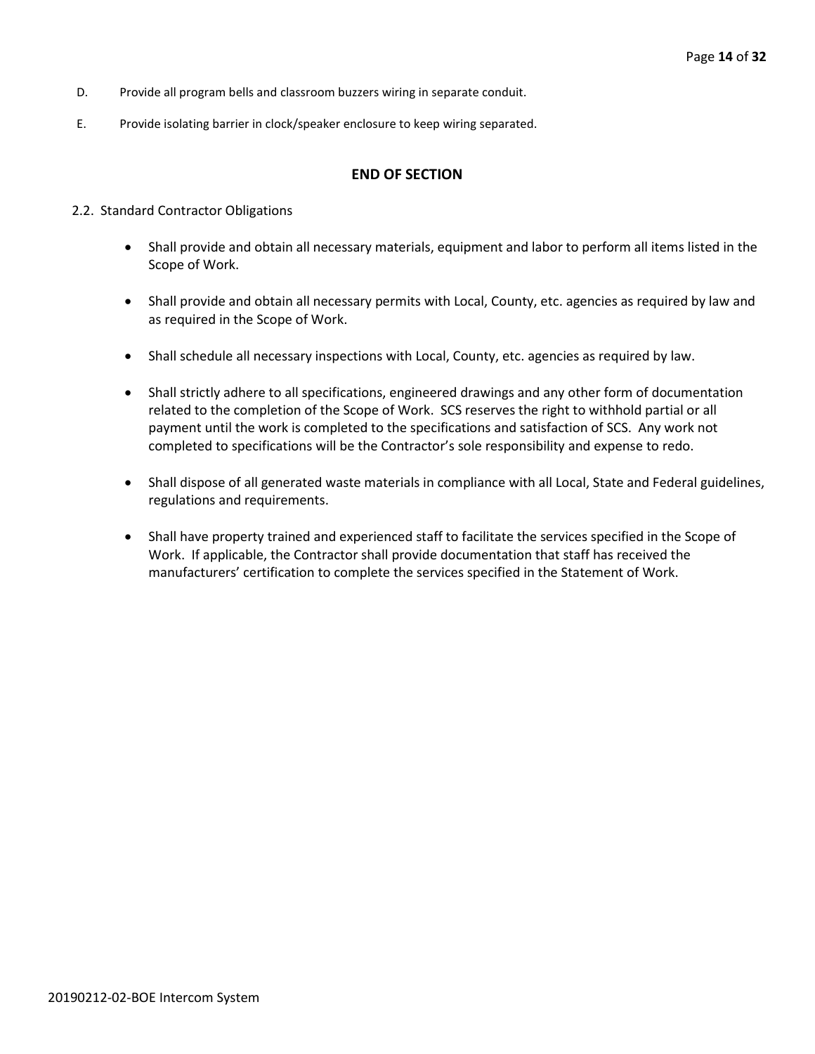D. Provide all program bells and classroom buzzers wiring in separate conduit.

E. Provide isolating barrier in clock/speaker enclosure to keep wiring separated.

**END OF SECTION**

2.2. Standard Contractor Obligations

- Shall provide and obtain all necessary materials, equipment and labor to perform all items listed in the Scope of Work.
- Shall provide and obtain all necessary permits with Local, County, etc. agencies as required by law and as required in the Scope of Work.
- Shall schedule all necessary inspections with Local, County, etc. agencies as required by law.
- Shall strictly adhere to all specifications, engineered drawings and any other form of documentation related to the completion of the Scope of Work. SCS reserves the right to withhold partial or all payment until the work is completed to the specifications and satisfaction of SCS. Any work not completed to specifications will be the Contractor's sole responsibility and expense to redo.
- Shall dispose of all generated waste materials in compliance with all Local, State and Federal guidelines, regulations and requirements.
- Shall have property trained and experienced staff to facilitate the services specified in the Scope of Work. If applicable, the Contractor shall provide documentation that staff has received the manufacturers' certification to complete the services specified in the Statement of Work.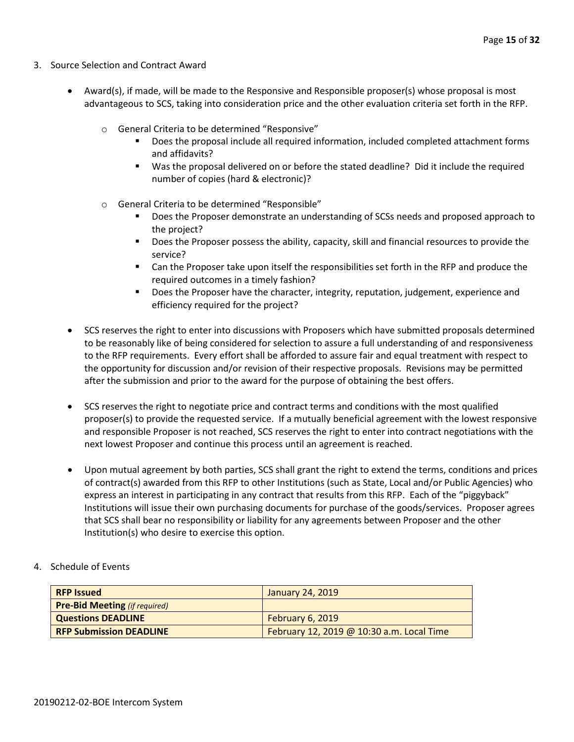3. Source Selection and Contract Award

- Award(s), if made, will be made to the Responsive and Responsible proposer(s) whose proposal is most advantageous to SCS, taking into consideration price and the other evaluation criteria set forth in the RFP.
    - General Criteria to be determined "Responsive"
        - Does the proposal include all required information, included completed attachment forms and affidavits?
        - Was the proposal delivered on or before the stated deadline? Did it include the required number of copies (hard & electronic)?
    - General Criteria to be determined "Responsible"
        - Does the Proposer demonstrate an understanding of SCSs needs and proposed approach to the project?
        - Does the Proposer possess the ability, capacity, skill and financial resources to provide the service?
        - Can the Proposer take upon itself the responsibilities set forth in the RFP and produce the required outcomes in a timely fashion?
        - Does the Proposer have the character, integrity, reputation, judgement, experience and efficiency required for the project?
- SCS reserves the right to enter into discussions with Proposers which have submitted proposals determined to be reasonably like of being considered for selection to assure a full understanding of and responsiveness to the RFP requirements. Every effort shall be afforded to assure fair and equal treatment with respect to the opportunity for discussion and/or revision of their respective proposals. Revisions may be permitted after the submission and prior to the award for the purpose of obtaining the best offers.
- SCS reserves the right to negotiate price and contract terms and conditions with the most qualified proposer(s) to provide the requested service. If a mutually beneficial agreement with the lowest responsive and responsible Proposer is not reached, SCS reserves the right to enter into contract negotiations with the next lowest Proposer and continue this process until an agreement is reached.
- Upon mutual agreement by both parties, SCS shall grant the right to extend the terms, conditions and prices of contract(s) awarded from this RFP to other Institutions (such as State, Local and/or Public Agencies) who express an interest in participating in any contract that results from this RFP. Each of the "piggyback" Institutions will issue their own purchasing documents for purchase of the goods/services. Proposer agrees that SCS shall bear no responsibility or liability for any agreements between Proposer and the other Institution(s) who desire to exercise this option.

4. Schedule of Events

| **RFP Issued** | January 24, 2019 |
|---|---|
| **Pre-Bid Meeting** *(if required)* | |
| **Questions DEADLINE** | February 6, 2019 |
| **RFP Submission DEADLINE** | February 12, 2019 @ 10:30 a.m. Local Time |

20190212-02-BOE Intercom System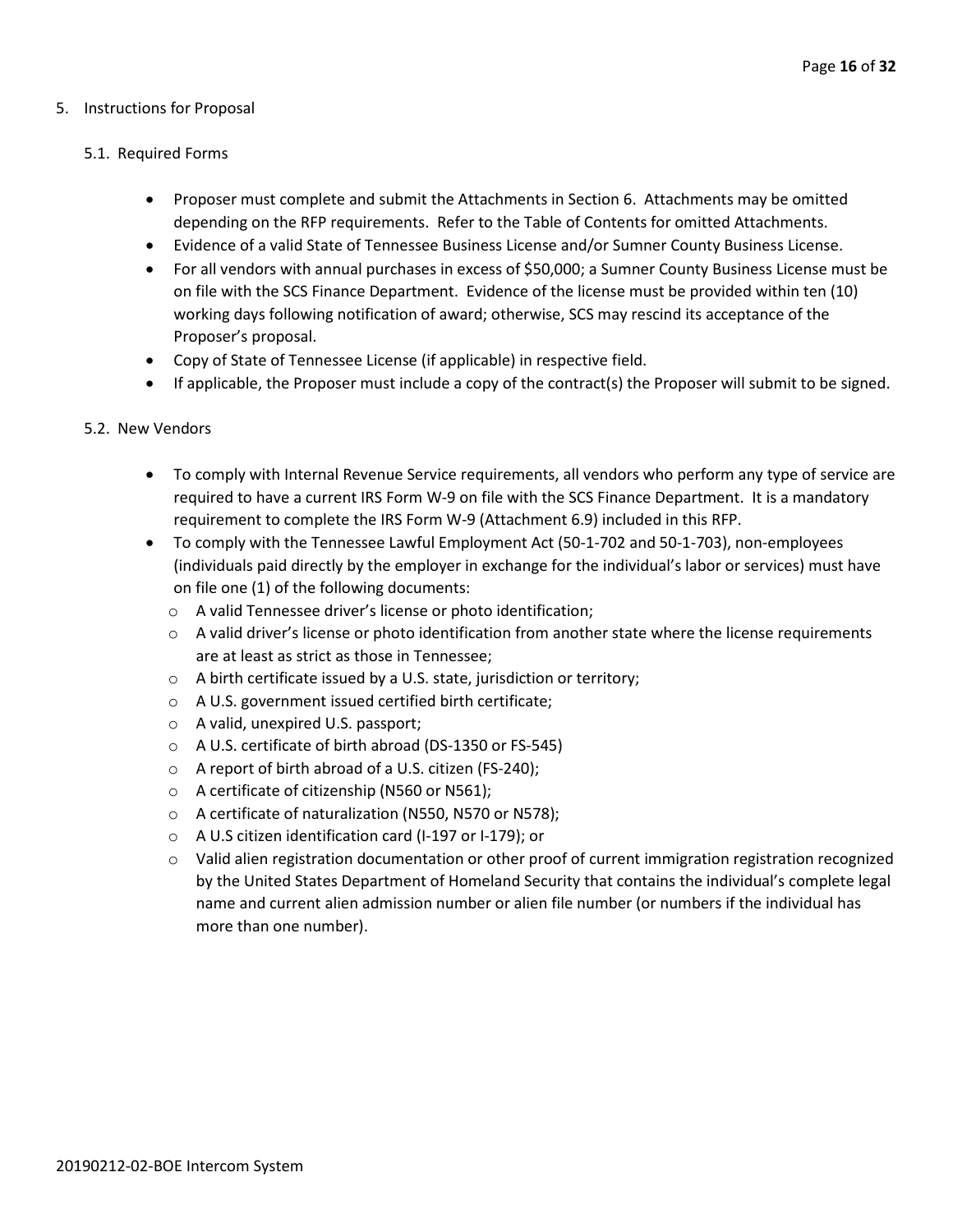## 5. Instructions for Proposal

### 5.1. Required Forms

- Proposer must complete and submit the Attachments in Section 6. Attachments may be omitted depending on the RFP requirements. Refer to the Table of Contents for omitted Attachments.
- Evidence of a valid State of Tennessee Business License and/or Sumner County Business License.
- For all vendors with annual purchases in excess of $50,000; a Sumner County Business License must be on file with the SCS Finance Department. Evidence of the license must be provided within ten (10) working days following notification of award; otherwise, SCS may rescind its acceptance of the Proposer's proposal.
- Copy of State of Tennessee License (if applicable) in respective field.
- If applicable, the Proposer must include a copy of the contract(s) the Proposer will submit to be signed.

### 5.2. New Vendors

- To comply with Internal Revenue Service requirements, all vendors who perform any type of service are required to have a current IRS Form W-9 on file with the SCS Finance Department. It is a mandatory requirement to complete the IRS Form W-9 (Attachment 6.9) included in this RFP.
- To comply with the Tennessee Lawful Employment Act (50-1-702 and 50-1-703), non-employees (individuals paid directly by the employer in exchange for the individual's labor or services) must have on file one (1) of the following documents:
  - A valid Tennessee driver's license or photo identification;
  - A valid driver's license or photo identification from another state where the license requirements are at least as strict as those in Tennessee;
  - A birth certificate issued by a U.S. state, jurisdiction or territory;
  - A U.S. government issued certified birth certificate;
  - A valid, unexpired U.S. passport;
  - A U.S. certificate of birth abroad (DS-1350 or FS-545)
  - A report of birth abroad of a U.S. citizen (FS-240);
  - A certificate of citizenship (N560 or N561);
  - A certificate of naturalization (N550, N570 or N578);
  - A U.S citizen identification card (I-197 or I-179); or
  - Valid alien registration documentation or other proof of current immigration registration recognized by the United States Department of Homeland Security that contains the individual's complete legal name and current alien admission number or alien file number (or numbers if the individual has more than one number).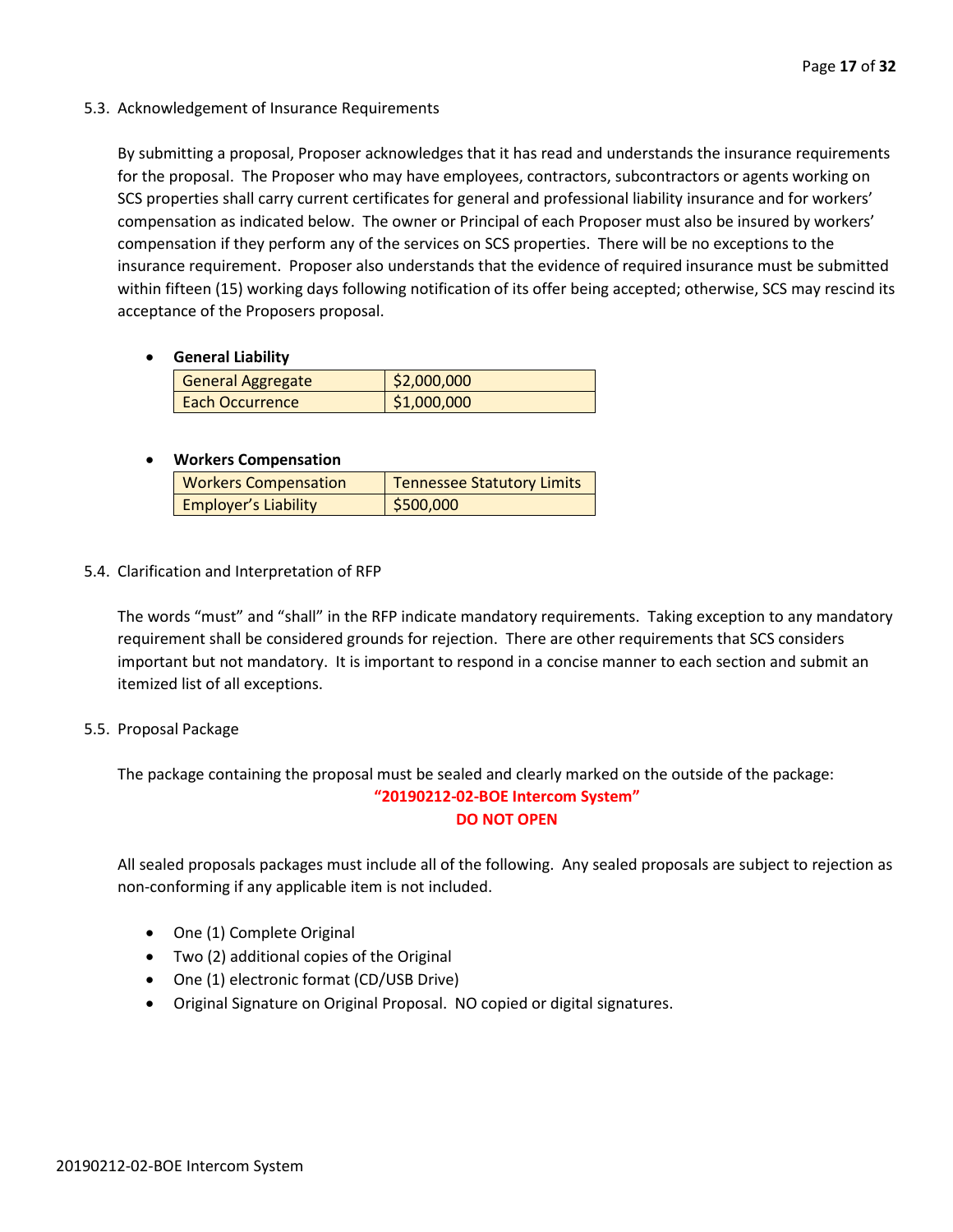## 5.3. Acknowledgement of Insurance Requirements

By submitting a proposal, Proposer acknowledges that it has read and understands the insurance requirements for the proposal. The Proposer who may have employees, contractors, subcontractors or agents working on SCS properties shall carry current certificates for general and professional liability insurance and for workers' compensation as indicated below. The owner or Principal of each Proposer must also be insured by workers' compensation if they perform any of the services on SCS properties. There will be no exceptions to the insurance requirement. Proposer also understands that the evidence of required insurance must be submitted within fifteen (15) working days following notification of its offer being accepted; otherwise, SCS may rescind its acceptance of the Proposers proposal.

- **General Liability**

| | |
|---|---|
| General Aggregate | $2,000,000 |
| Each Occurrence | $1,000,000 |

- **Workers Compensation**

| | |
|---|---|
| Workers Compensation | Tennessee Statutory Limits |
| Employer's Liability | $500,000 |

## 5.4. Clarification and Interpretation of RFP

The words "must" and "shall" in the RFP indicate mandatory requirements. Taking exception to any mandatory requirement shall be considered grounds for rejection. There are other requirements that SCS considers important but not mandatory. It is important to respond in a concise manner to each section and submit an itemized list of all exceptions.

## 5.5. Proposal Package

The package containing the proposal must be sealed and clearly marked on the outside of the package:

**"20190212-02-BOE Intercom System"**

**DO NOT OPEN**

All sealed proposals packages must include all of the following. Any sealed proposals are subject to rejection as non-conforming if any applicable item is not included.

- One (1) Complete Original
- Two (2) additional copies of the Original
- One (1) electronic format (CD/USB Drive)
- Original Signature on Original Proposal. NO copied or digital signatures.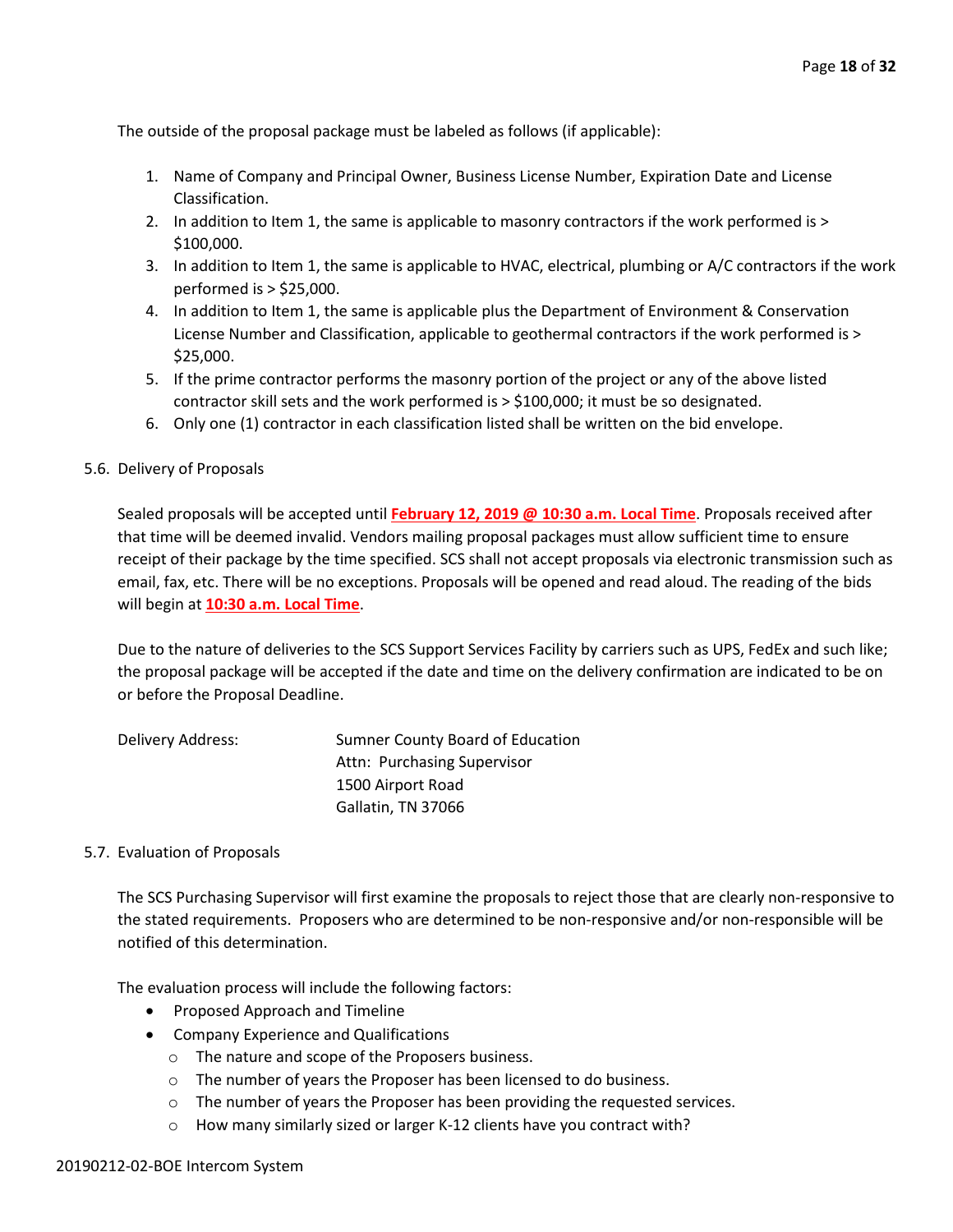The outside of the proposal package must be labeled as follows (if applicable):

1. Name of Company and Principal Owner, Business License Number, Expiration Date and License Classification.
2. In addition to Item 1, the same is applicable to masonry contractors if the work performed is > $100,000.
3. In addition to Item 1, the same is applicable to HVAC, electrical, plumbing or A/C contractors if the work performed is > $25,000.
4. In addition to Item 1, the same is applicable plus the Department of Environment & Conservation License Number and Classification, applicable to geothermal contractors if the work performed is > $25,000.
5. If the prime contractor performs the masonry portion of the project or any of the above listed contractor skill sets and the work performed is > $100,000; it must be so designated.
6. Only one (1) contractor in each classification listed shall be written on the bid envelope.

5.6. Delivery of Proposals

Sealed proposals will be accepted until **February 12, 2019 @ 10:30 a.m. Local Time**. Proposals received after that time will be deemed invalid. Vendors mailing proposal packages must allow sufficient time to ensure receipt of their package by the time specified. SCS shall not accept proposals via electronic transmission such as email, fax, etc. There will be no exceptions. Proposals will be opened and read aloud. The reading of the bids will begin at **10:30 a.m. Local Time**.

Due to the nature of deliveries to the SCS Support Services Facility by carriers such as UPS, FedEx and such like; the proposal package will be accepted if the date and time on the delivery confirmation are indicated to be on or before the Proposal Deadline.

Delivery Address: Sumner County Board of Education
Attn: Purchasing Supervisor
1500 Airport Road
Gallatin, TN 37066

5.7. Evaluation of Proposals

The SCS Purchasing Supervisor will first examine the proposals to reject those that are clearly non-responsive to the stated requirements. Proposers who are determined to be non-responsive and/or non-responsible will be notified of this determination.

The evaluation process will include the following factors:

- Proposed Approach and Timeline
- Company Experience and Qualifications
  - The nature and scope of the Proposers business.
  - The number of years the Proposer has been licensed to do business.
  - The number of years the Proposer has been providing the requested services.
  - How many similarly sized or larger K-12 clients have you contract with?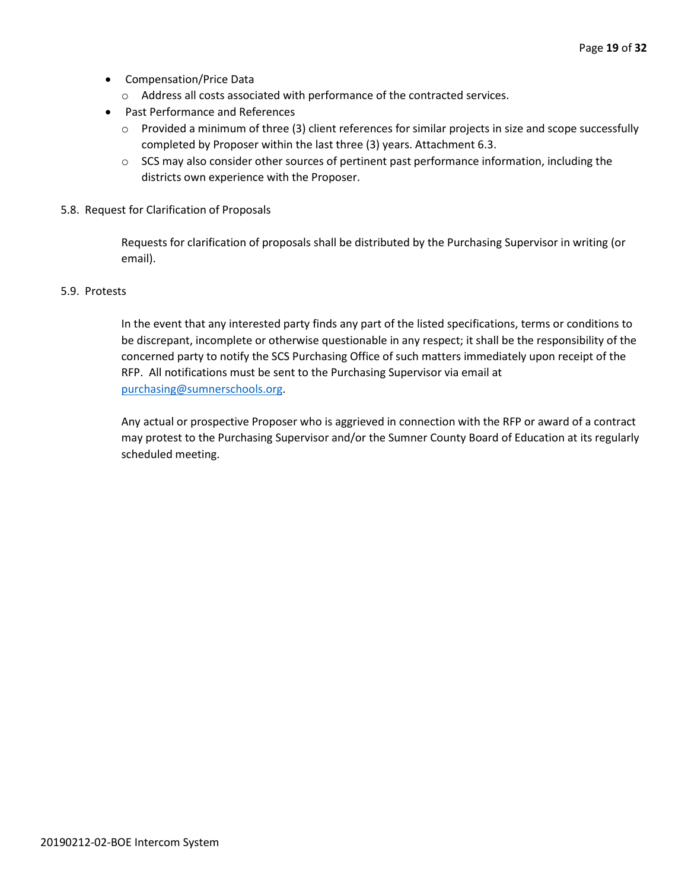- Compensation/Price Data
  - Address all costs associated with performance of the contracted services.
- Past Performance and References
  - Provided a minimum of three (3) client references for similar projects in size and scope successfully completed by Proposer within the last three (3) years. Attachment 6.3.
  - SCS may also consider other sources of pertinent past performance information, including the districts own experience with the Proposer.

5.8. Request for Clarification of Proposals

Requests for clarification of proposals shall be distributed by the Purchasing Supervisor in writing (or email).

5.9. Protests

In the event that any interested party finds any part of the listed specifications, terms or conditions to be discrepant, incomplete or otherwise questionable in any respect; it shall be the responsibility of the concerned party to notify the SCS Purchasing Office of such matters immediately upon receipt of the RFP. All notifications must be sent to the Purchasing Supervisor via email at purchasing@sumnerschools.org.

Any actual or prospective Proposer who is aggrieved in connection with the RFP or award of a contract may protest to the Purchasing Supervisor and/or the Sumner County Board of Education at its regularly scheduled meeting.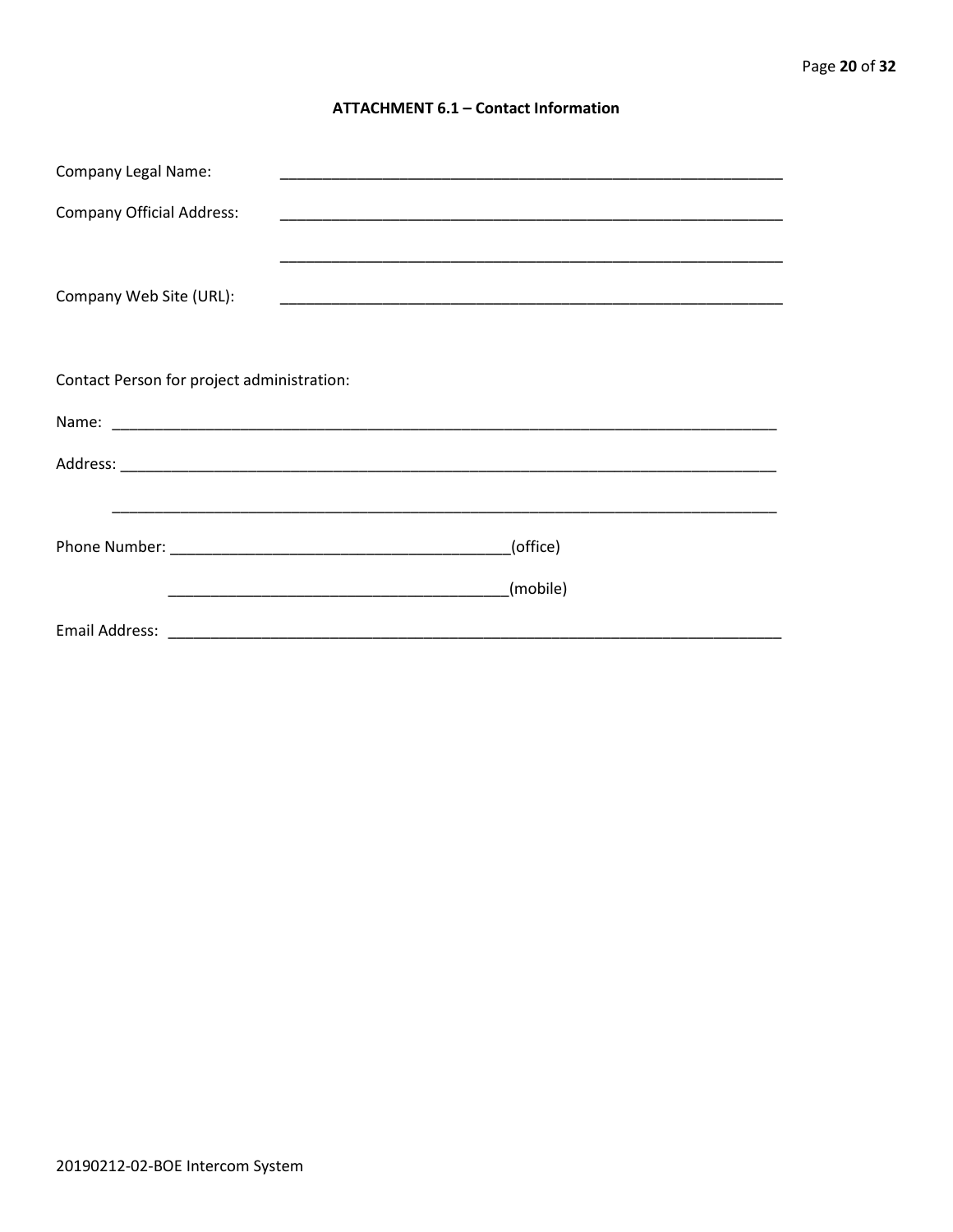## ATTACHMENT 6.1 – Contact Information

Company Legal Name: ____________________________________________________________

Company Official Address: ____________________________________________________________

____________________________________________________________

Company Web Site (URL): ____________________________________________________________

Contact Person for project administration:

Name: ________________________________________________________________________________

Address: ______________________________________________________________________________

________________________________________________________________________________

Phone Number: ________________________________________(office)

________________________________________(mobile)

Email Address: ___________________________________________________________________________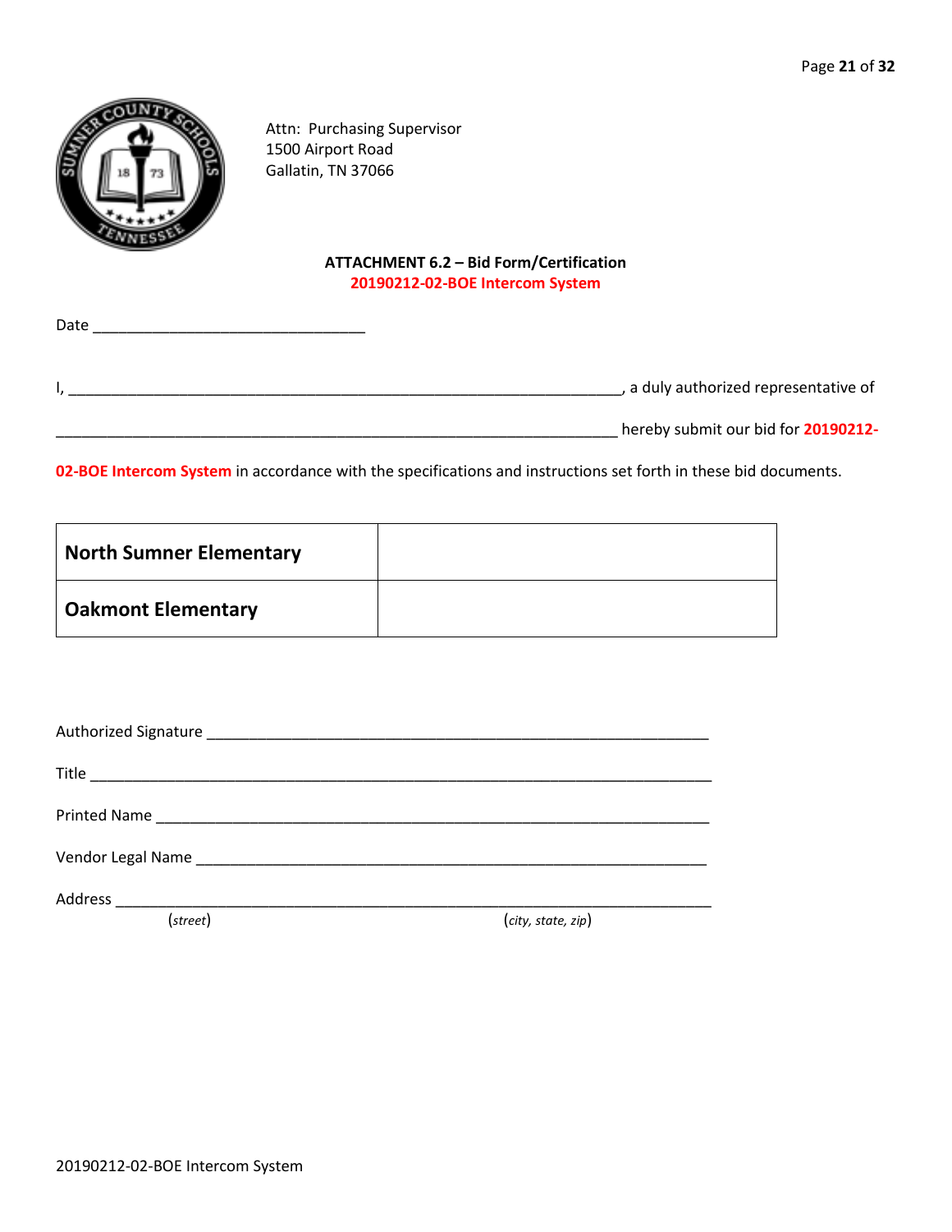Attn: Purchasing Supervisor
1500 Airport Road
Gallatin, TN 37066

**ATTACHMENT 6.2 – Bid Form/Certification**
**20190212-02-BOE Intercom System**

Date ________________________________

I, ___________________________________________________________________, a duly authorized representative of

___________________________________________________________________ hereby submit our bid for **20190212-02-BOE Intercom System** in accordance with the specifications and instructions set forth in these bid documents.

| | |
|---|---|
| **North Sumner Elementary** | |
| **Oakmont Elementary** | |

Authorized Signature ___________________________________________________________

Title __________________________________________________________________________

Printed Name ___________________________________________________________________

Vendor Legal Name ______________________________________________________________

Address ________________________________________________________________________
(*street*) (*city, state, zip*)

20190212-02-BOE Intercom System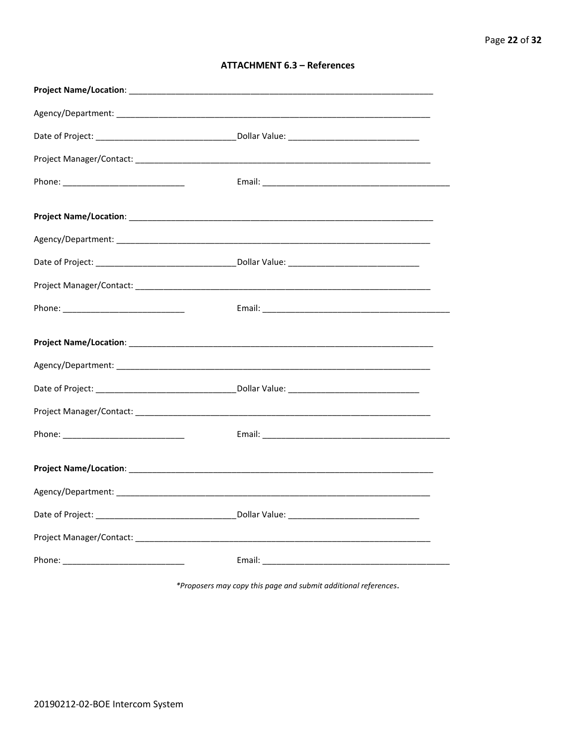## ATTACHMENT 6.3 – References

**Project Name/Location**: ___________________________________________________________________

Agency/Department: ___________________________________________________________________

Date of Project: ______________________________ Dollar Value: ____________________________

Project Manager/Contact: _______________________________________________________________

Phone: __________________________ Email: _________________________________________

**Project Name/Location**: ___________________________________________________________________

Agency/Department: ___________________________________________________________________

Date of Project: ______________________________ Dollar Value: ____________________________

Project Manager/Contact: _______________________________________________________________

Phone: __________________________ Email: _________________________________________

**Project Name/Location**: ___________________________________________________________________

Agency/Department: ___________________________________________________________________

Date of Project: ______________________________ Dollar Value: ____________________________

Project Manager/Contact: _______________________________________________________________

Phone: __________________________ Email: _________________________________________

**Project Name/Location**: ___________________________________________________________________

Agency/Department: ___________________________________________________________________

Date of Project: ______________________________ Dollar Value: ____________________________

Project Manager/Contact: _______________________________________________________________

Phone: __________________________ Email: _________________________________________

*\*Proposers may copy this page and submit additional references.*

20190212-02-BOE Intercom System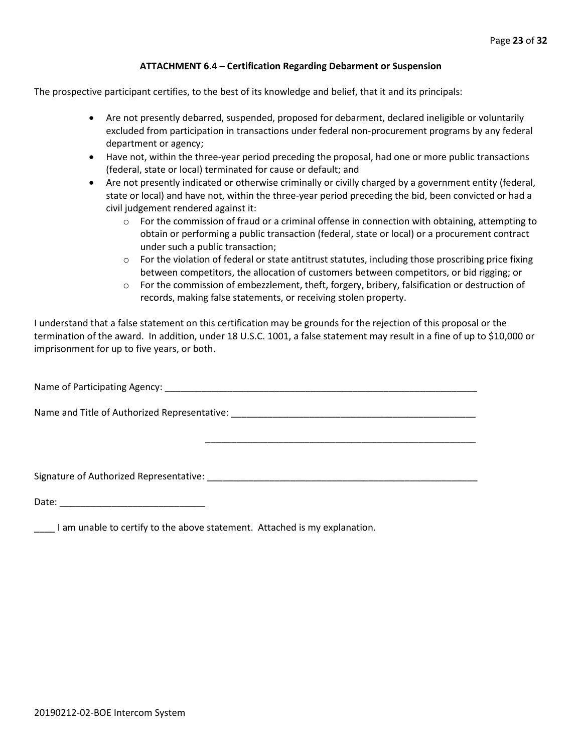### ATTACHMENT 6.4 – Certification Regarding Debarment or Suspension

The prospective participant certifies, to the best of its knowledge and belief, that it and its principals:

- Are not presently debarred, suspended, proposed for debarment, declared ineligible or voluntarily excluded from participation in transactions under federal non-procurement programs by any federal department or agency;
- Have not, within the three-year period preceding the proposal, had one or more public transactions (federal, state or local) terminated for cause or default; and
- Are not presently indicated or otherwise criminally or civilly charged by a government entity (federal, state or local) and have not, within the three-year period preceding the bid, been convicted or had a civil judgement rendered against it:
  - For the commission of fraud or a criminal offense in connection with obtaining, attempting to obtain or performing a public transaction (federal, state or local) or a procurement contract under such a public transaction;
  - For the violation of federal or state antitrust statutes, including those proscribing price fixing between competitors, the allocation of customers between competitors, or bid rigging; or
  - For the commission of embezzlement, theft, forgery, bribery, falsification or destruction of records, making false statements, or receiving stolen property.

I understand that a false statement on this certification may be grounds for the rejection of this proposal or the termination of the award. In addition, under 18 U.S.C. 1001, a false statement may result in a fine of up to $10,000 or imprisonment for up to five years, or both.

Name of Participating Agency: ______________________________________________________________

Name and Title of Authorized Representative: ___________________________________________________

___________________________________________________

Signature of Authorized Representative: _____________________________________________________

Date: ___________________________

____ I am unable to certify to the above statement. Attached is my explanation.

20190212-02-BOE Intercom System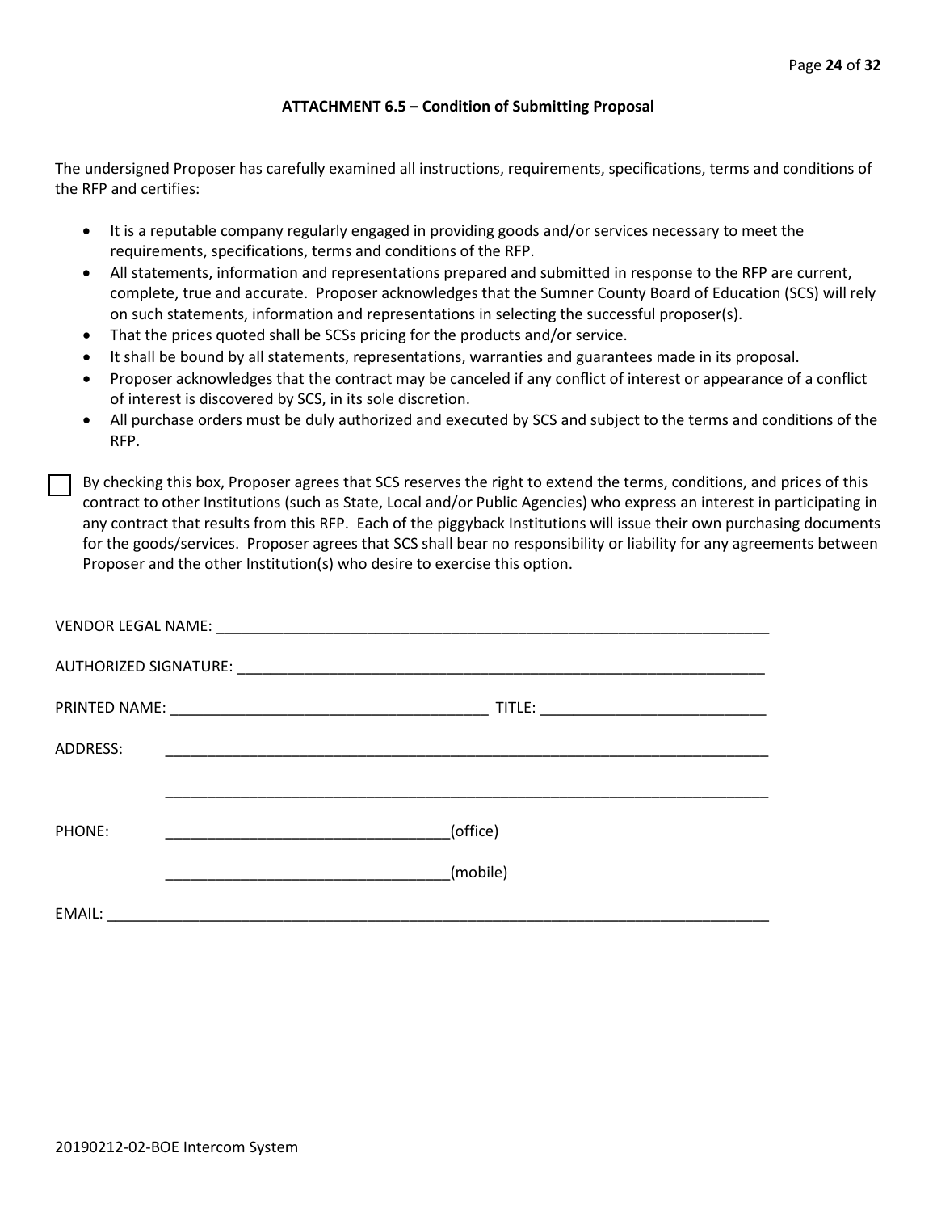### ATTACHMENT 6.5 – Condition of Submitting Proposal

The undersigned Proposer has carefully examined all instructions, requirements, specifications, terms and conditions of the RFP and certifies:

- It is a reputable company regularly engaged in providing goods and/or services necessary to meet the requirements, specifications, terms and conditions of the RFP.
- All statements, information and representations prepared and submitted in response to the RFP are current, complete, true and accurate. Proposer acknowledges that the Sumner County Board of Education (SCS) will rely on such statements, information and representations in selecting the successful proposer(s).
- That the prices quoted shall be SCSs pricing for the products and/or service.
- It shall be bound by all statements, representations, warranties and guarantees made in its proposal.
- Proposer acknowledges that the contract may be canceled if any conflict of interest or appearance of a conflict of interest is discovered by SCS, in its sole discretion.
- All purchase orders must be duly authorized and executed by SCS and subject to the terms and conditions of the RFP.

☐ By checking this box, Proposer agrees that SCS reserves the right to extend the terms, conditions, and prices of this contract to other Institutions (such as State, Local and/or Public Agencies) who express an interest in participating in any contract that results from this RFP. Each of the piggyback Institutions will issue their own purchasing documents for the goods/services. Proposer agrees that SCS shall bear no responsibility or liability for any agreements between Proposer and the other Institution(s) who desire to exercise this option.

VENDOR LEGAL NAME: ______________________________________________________________________

AUTHORIZED SIGNATURE: ___________________________________________________________________

PRINTED NAME: ______________________________________ TITLE: ___________________________

ADDRESS: ________________________________________________________________________

________________________________________________________________________

PHONE: __________________________________(office)

__________________________________(mobile)

EMAIL: ______________________________________________________________________________

20190212-02-BOE Intercom System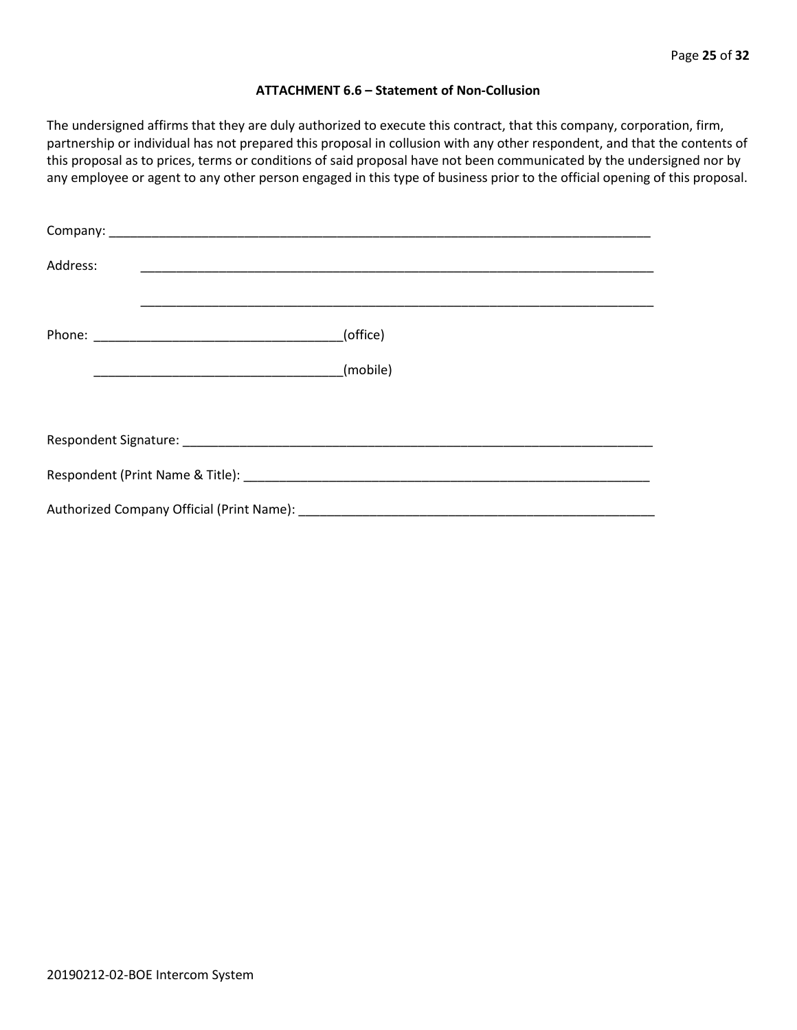**ATTACHMENT 6.6 – Statement of Non-Collusion**

The undersigned affirms that they are duly authorized to execute this contract, that this company, corporation, firm, partnership or individual has not prepared this proposal in collusion with any other respondent, and that the contents of this proposal as to prices, terms or conditions of said proposal have not been communicated by the undersigned nor by any employee or agent to any other person engaged in this type of business prior to the official opening of this proposal.

Company: ______________________________________________________________________________

Address: ______________________________________________________________________________

______________________________________________________________________________

Phone: ___________________________________(office)

___________________________________(mobile)

Respondent Signature: ____________________________________________________________________

Respondent (Print Name & Title): ____________________________________________________________

Authorized Company Official (Print Name): ___________________________________________________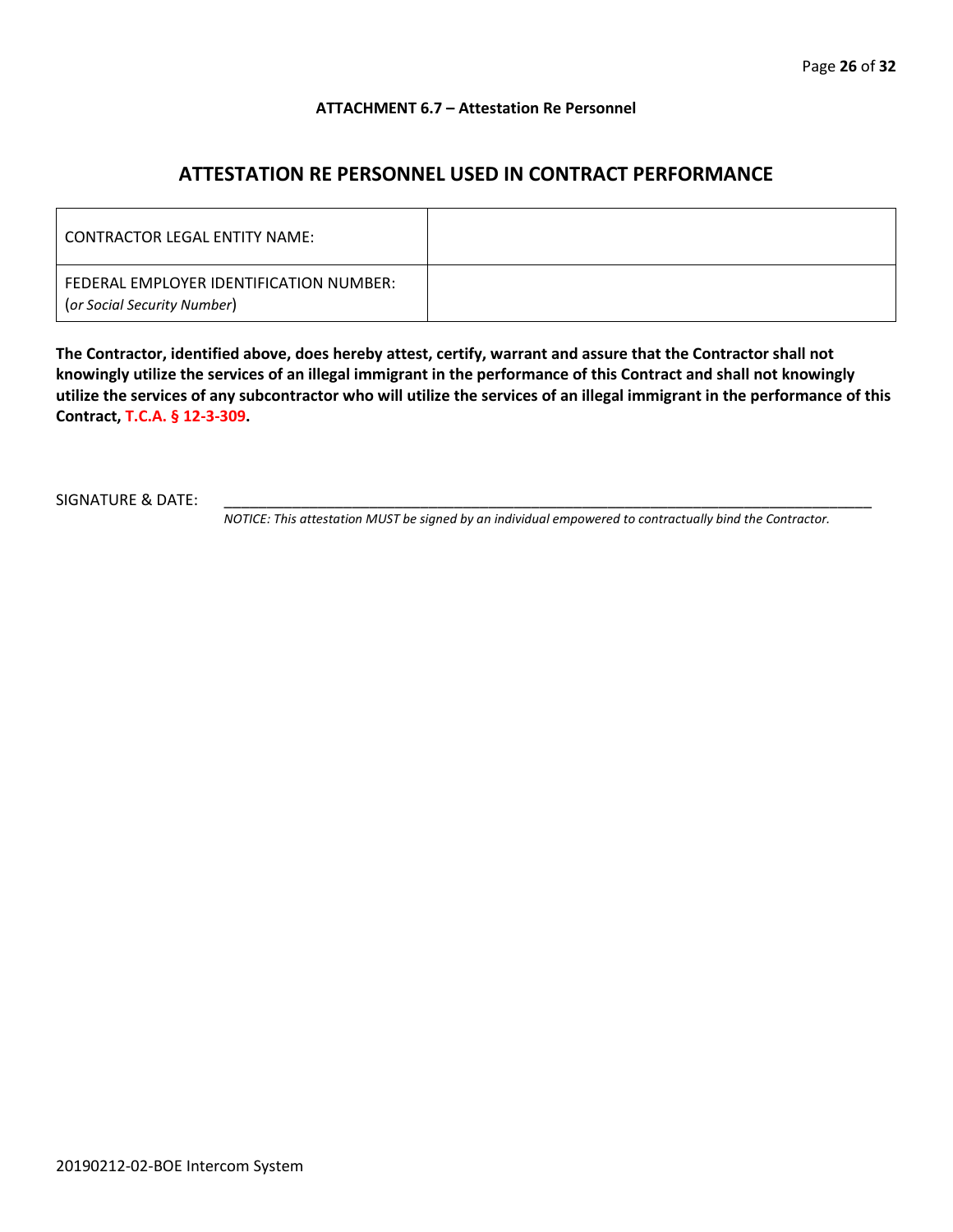**ATTACHMENT 6.7 – Attestation Re Personnel**

## ATTESTATION RE PERSONNEL USED IN CONTRACT PERFORMANCE

| CONTRACTOR LEGAL ENTITY NAME: | |
|---|---|
| FEDERAL EMPLOYER IDENTIFICATION NUMBER: (*or Social Security Number*) | |

**The Contractor, identified above, does hereby attest, certify, warrant and assure that the Contractor shall not knowingly utilize the services of an illegal immigrant in the performance of this Contract and shall not knowingly utilize the services of any subcontractor who will utilize the services of an illegal immigrant in the performance of this Contract, T.C.A. § 12-3-309.**

SIGNATURE & DATE: ____________________________________________________________________________

*NOTICE: This attestation MUST be signed by an individual empowered to contractually bind the Contractor.*

20190212-02-BOE Intercom System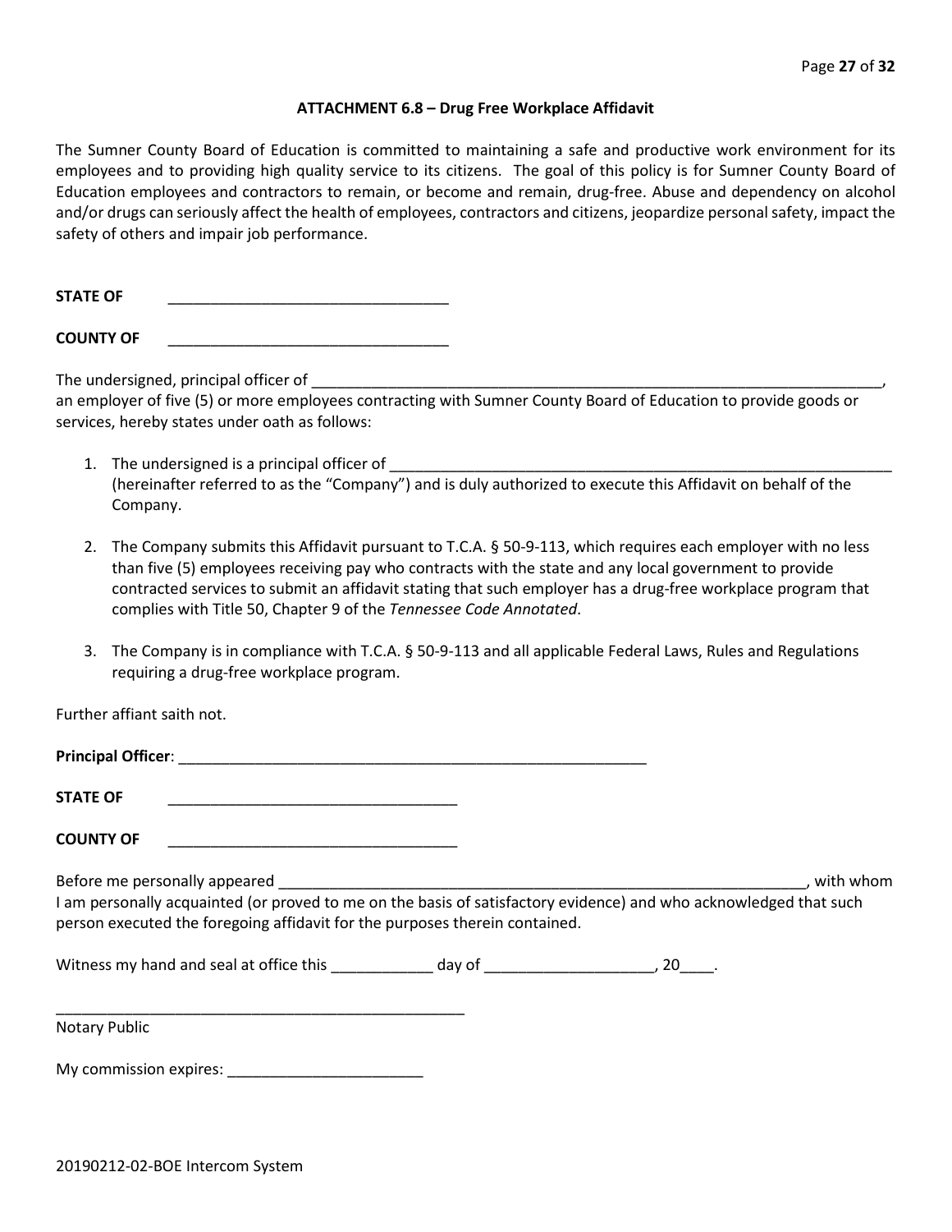## ATTACHMENT 6.8 – Drug Free Workplace Affidavit

The Sumner County Board of Education is committed to maintaining a safe and productive work environment for its employees and to providing high quality service to its citizens. The goal of this policy is for Sumner County Board of Education employees and contractors to remain, or become and remain, drug-free. Abuse and dependency on alcohol and/or drugs can seriously affect the health of employees, contractors and citizens, jeopardize personal safety, impact the safety of others and impair job performance.

**STATE OF** \_\_\_\_\_\_\_\_\_\_\_\_\_\_\_\_\_\_\_\_\_\_\_\_\_\_\_\_\_\_\_\_

**COUNTY OF** \_\_\_\_\_\_\_\_\_\_\_\_\_\_\_\_\_\_\_\_\_\_\_\_\_\_\_\_\_\_\_\_

The undersigned, principal officer of \_\_\_\_\_\_\_\_\_\_\_\_\_\_\_\_\_\_\_\_\_\_\_\_\_\_\_\_\_\_\_\_\_\_\_\_\_\_\_\_\_\_\_\_\_\_\_\_\_\_\_\_\_\_\_\_\_\_\_\_\_\_\_\_, an employer of five (5) or more employees contracting with Sumner County Board of Education to provide goods or services, hereby states under oath as follows:

1. The undersigned is a principal officer of \_\_\_\_\_\_\_\_\_\_\_\_\_\_\_\_\_\_\_\_\_\_\_\_\_\_\_\_\_\_\_\_\_\_\_\_\_\_\_\_\_\_\_\_\_\_\_\_\_\_\_\_\_\_\_\_ (hereinafter referred to as the "Company") and is duly authorized to execute this Affidavit on behalf of the Company.

2. The Company submits this Affidavit pursuant to T.C.A. § 50-9-113, which requires each employer with no less than five (5) employees receiving pay who contracts with the state and any local government to provide contracted services to submit an affidavit stating that such employer has a drug-free workplace program that complies with Title 50, Chapter 9 of the *Tennessee Code Annotated*.

3. The Company is in compliance with T.C.A. § 50-9-113 and all applicable Federal Laws, Rules and Regulations requiring a drug-free workplace program.

Further affiant saith not.

**Principal Officer**: \_\_\_\_\_\_\_\_\_\_\_\_\_\_\_\_\_\_\_\_\_\_\_\_\_\_\_\_\_\_\_\_\_\_\_\_\_\_\_\_\_\_\_\_\_\_\_\_\_\_\_\_

**STATE OF** \_\_\_\_\_\_\_\_\_\_\_\_\_\_\_\_\_\_\_\_\_\_\_\_\_\_\_\_\_\_\_\_\_\_

**COUNTY OF** \_\_\_\_\_\_\_\_\_\_\_\_\_\_\_\_\_\_\_\_\_\_\_\_\_\_\_\_\_\_\_\_\_\_

Before me personally appeared \_\_\_\_\_\_\_\_\_\_\_\_\_\_\_\_\_\_\_\_\_\_\_\_\_\_\_\_\_\_\_\_\_\_\_\_\_\_\_\_\_\_\_\_\_\_\_\_\_\_\_\_\_\_\_\_\_\_\_\_\_\_, with whom I am personally acquainted (or proved to me on the basis of satisfactory evidence) and who acknowledged that such person executed the foregoing affidavit for the purposes therein contained.

Witness my hand and seal at office this \_\_\_\_\_\_\_\_\_\_\_\_ day of \_\_\_\_\_\_\_\_\_\_\_\_\_\_\_\_\_\_\_\_, 20\_\_\_\_.

\_\_\_\_\_\_\_\_\_\_\_\_\_\_\_\_\_\_\_\_\_\_\_\_\_\_\_\_\_\_\_\_\_\_\_\_\_\_\_\_\_\_\_\_\_\_\_\_
Notary Public

My commission expires: \_\_\_\_\_\_\_\_\_\_\_\_\_\_\_\_\_\_\_\_\_\_\_

20190212-02-BOE Intercom System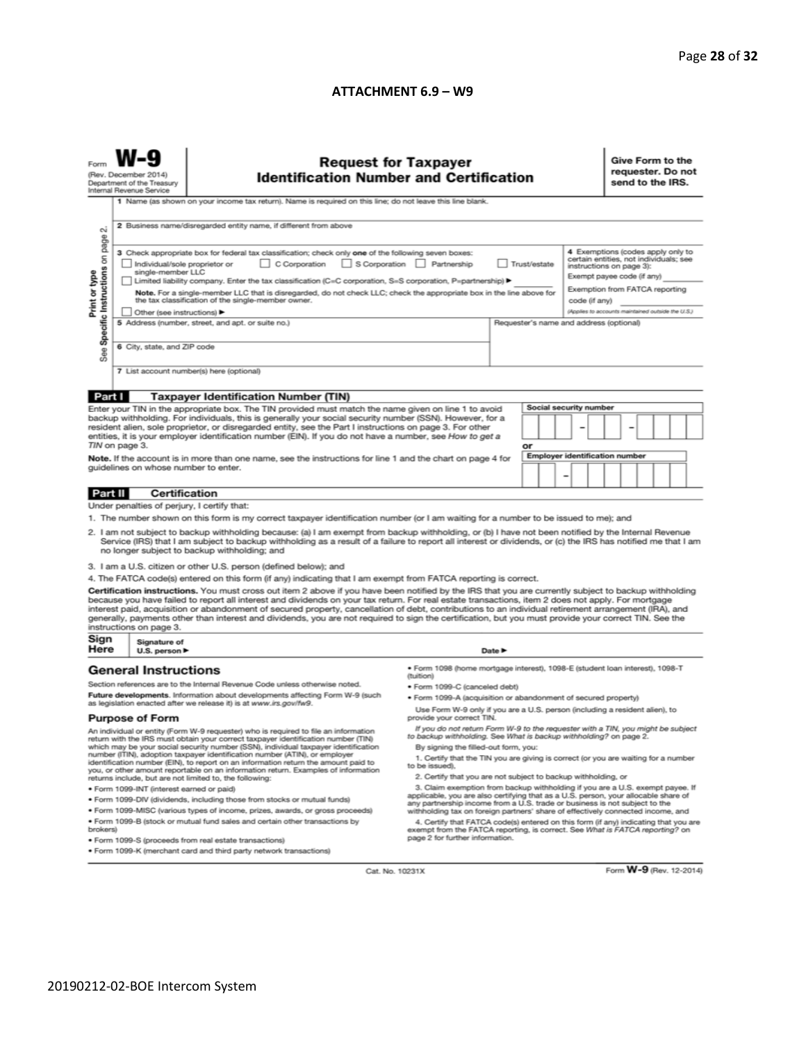**ATTACHMENT 6.9 – W9**

Form **W-9**
(Rev. December 2014)
Department of the Treasury
Internal Revenue Service

# Request for Taxpayer Identification Number and Certification

**Give Form to the requester. Do not send to the IRS.**

Print or type
See Specific Instructions on page 2.

1 Name (as shown on your income tax return). Name is required on this line; do not leave this line blank.

2 Business name/disregarded entity name, if different from above

3 Check appropriate box for federal tax classification; check only **one** of the following seven boxes:
☐ Individual/sole proprietor or single-member LLC ☐ C Corporation ☐ S Corporation ☐ Partnership ☐ Trust/estate
☐ Limited liability company. Enter the tax classification (C=C corporation, S=S corporation, P=partnership) ► ________
**Note.** For a single-member LLC that is disregarded, do not check LLC; check the appropriate box in the line above for the tax classification of the single-member owner.
☐ Other (see instructions) ►

4 Exemptions (codes apply only to certain entities, not individuals; see instructions on page 3):
Exempt payee code (if any) ________
Exemption from FATCA reporting code (if any) ________
(Applies to accounts maintained outside the U.S.)

5 Address (number, street, and apt. or suite no.)

Requester's name and address (optional)

6 City, state, and ZIP code

7 List account number(s) here (optional)

## Part I Taxpayer Identification Number (TIN)

Enter your TIN in the appropriate box. The TIN provided must match the name given on line 1 to avoid backup withholding. For individuals, this is generally your social security number (SSN). However, for a resident alien, sole proprietor, or disregarded entity, see the Part I instructions on page 3. For other entities, it is your employer identification number (EIN). If you do not have a number, see *How to get a TIN* on page 3.

**Note.** If the account is in more than one name, see the instructions for line 1 and the chart on page 4 for guidelines on whose number to enter.

**Social security number**
☐☐☐ – ☐☐ – ☐☐☐☐

or

**Employer identification number**
☐☐ – ☐☐☐☐☐☐☐

## Part II Certification

Under penalties of perjury, I certify that:

1. The number shown on this form is my correct taxpayer identification number (or I am waiting for a number to be issued to me); and
2. I am not subject to backup withholding because: (a) I am exempt from backup withholding, or (b) I have not been notified by the Internal Revenue Service (IRS) that I am subject to backup withholding as a result of a failure to report all interest or dividends, or (c) the IRS has notified me that I am no longer subject to backup withholding; and
3. I am a U.S. citizen or other U.S. person (defined below); and
4. The FATCA code(s) entered on this form (if any) indicating that I am exempt from FATCA reporting is correct.

**Certification instructions.** You must cross out item 2 above if you have been notified by the IRS that you are currently subject to backup withholding because you have failed to report all interest and dividends on your tax return. For real estate transactions, item 2 does not apply. For mortgage interest paid, acquisition or abandonment of secured property, cancellation of debt, contributions to an individual retirement arrangement (IRA), and generally, payments other than interest and dividends, you are not required to sign the certification, but you must provide your correct TIN. See the instructions on page 3.

**Sign Here** Signature of U.S. person ► Date ►

## General Instructions

Section references are to the Internal Revenue Code unless otherwise noted.

**Future developments.** Information about developments affecting Form W-9 (such as legislation enacted after we release it) is at *www.irs.gov/fw9*.

### Purpose of Form

An individual or entity (Form W-9 requester) who is required to file an information return with the IRS must obtain your correct taxpayer identification number (TIN) which may be your social security number (SSN), individual taxpayer identification number (ITIN), adoption taxpayer identification number (ATIN), or employer identification number (EIN), to report on an information return the amount paid to you, or other amount reportable on an information return. Examples of information returns include, but are not limited to, the following:

- Form 1099-INT (interest earned or paid)
- Form 1099-DIV (dividends, including those from stocks or mutual funds)
- Form 1099-MISC (various types of income, prizes, awards, or gross proceeds)
- Form 1099-B (stock or mutual fund sales and certain other transactions by brokers)
- Form 1099-S (proceeds from real estate transactions)
- Form 1099-K (merchant card and third party network transactions)
- Form 1098 (home mortgage interest), 1098-E (student loan interest), 1098-T (tuition)
- Form 1099-C (canceled debt)
- Form 1099-A (acquisition or abandonment of secured property)

Use Form W-9 only if you are a U.S. person (including a resident alien), to provide your correct TIN.

*If you do not return Form W-9 to the requester with a TIN, you might be subject to backup withholding. See What is backup withholding? on page 2.*

By signing the filled-out form, you:

1. Certify that the TIN you are giving is correct (or you are waiting for a number to be issued),
2. Certify that you are not subject to backup withholding, or
3. Claim exemption from backup withholding if you are a U.S. exempt payee. If applicable, you are also certifying that as a U.S. person, your allocable share of any partnership income from a U.S. trade or business is not subject to the withholding tax on foreign partners' share of effectively connected income, and
4. Certify that FATCA code(s) entered on this form (if any) indicating that you are exempt from the FATCA reporting, is correct. See *What is FATCA reporting?* on page 2 for further information.

Cat. No. 10231X

Form **W-9** (Rev. 12-2014)

20190212-02-BOE Intercom System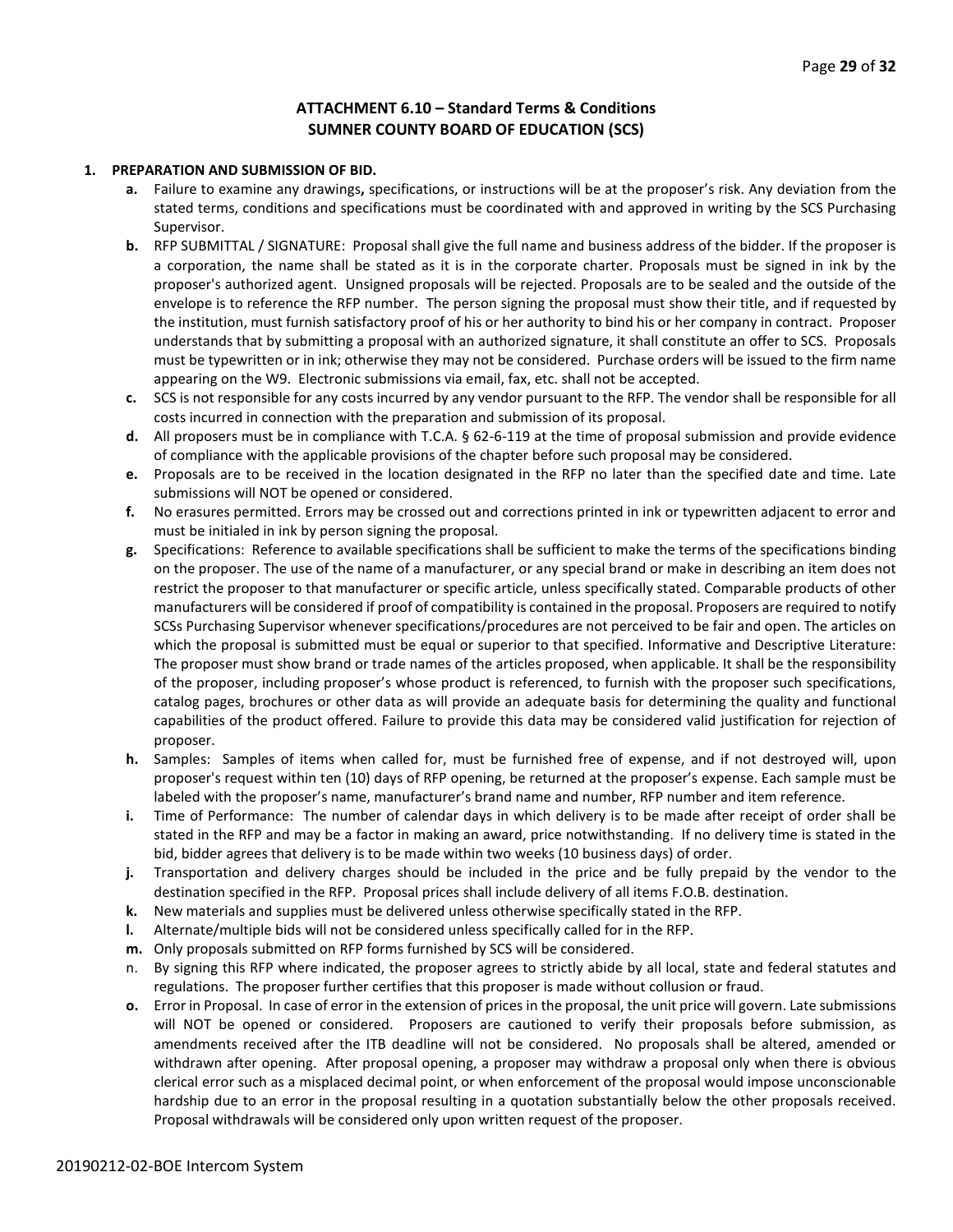## ATTACHMENT 6.10 – Standard Terms & Conditions
## SUMNER COUNTY BOARD OF EDUCATION (SCS)

**1. PREPARATION AND SUBMISSION OF BID.**

- **a.** Failure to examine any drawings**,** specifications, or instructions will be at the proposer's risk. Any deviation from the stated terms, conditions and specifications must be coordinated with and approved in writing by the SCS Purchasing Supervisor.
- **b.** RFP SUBMITTAL / SIGNATURE: Proposal shall give the full name and business address of the bidder. If the proposer is a corporation, the name shall be stated as it is in the corporate charter. Proposals must be signed in ink by the proposer's authorized agent. Unsigned proposals will be rejected. Proposals are to be sealed and the outside of the envelope is to reference the RFP number. The person signing the proposal must show their title, and if requested by the institution, must furnish satisfactory proof of his or her authority to bind his or her company in contract. Proposer understands that by submitting a proposal with an authorized signature, it shall constitute an offer to SCS. Proposals must be typewritten or in ink; otherwise they may not be considered. Purchase orders will be issued to the firm name appearing on the W9. Electronic submissions via email, fax, etc. shall not be accepted.
- **c.** SCS is not responsible for any costs incurred by any vendor pursuant to the RFP. The vendor shall be responsible for all costs incurred in connection with the preparation and submission of its proposal.
- **d.** All proposers must be in compliance with T.C.A. § 62-6-119 at the time of proposal submission and provide evidence of compliance with the applicable provisions of the chapter before such proposal may be considered.
- **e.** Proposals are to be received in the location designated in the RFP no later than the specified date and time. Late submissions will NOT be opened or considered.
- **f.** No erasures permitted. Errors may be crossed out and corrections printed in ink or typewritten adjacent to error and must be initialed in ink by person signing the proposal.
- **g.** Specifications: Reference to available specifications shall be sufficient to make the terms of the specifications binding on the proposer. The use of the name of a manufacturer, or any special brand or make in describing an item does not restrict the proposer to that manufacturer or specific article, unless specifically stated. Comparable products of other manufacturers will be considered if proof of compatibility is contained in the proposal. Proposers are required to notify SCSs Purchasing Supervisor whenever specifications/procedures are not perceived to be fair and open. The articles on which the proposal is submitted must be equal or superior to that specified. Informative and Descriptive Literature: The proposer must show brand or trade names of the articles proposed, when applicable. It shall be the responsibility of the proposer, including proposer's whose product is referenced, to furnish with the proposer such specifications, catalog pages, brochures or other data as will provide an adequate basis for determining the quality and functional capabilities of the product offered. Failure to provide this data may be considered valid justification for rejection of proposer.
- **h.** Samples: Samples of items when called for, must be furnished free of expense, and if not destroyed will, upon proposer's request within ten (10) days of RFP opening, be returned at the proposer's expense. Each sample must be labeled with the proposer's name, manufacturer's brand name and number, RFP number and item reference.
- **i.** Time of Performance: The number of calendar days in which delivery is to be made after receipt of order shall be stated in the RFP and may be a factor in making an award, price notwithstanding. If no delivery time is stated in the bid, bidder agrees that delivery is to be made within two weeks (10 business days) of order.
- **j.** Transportation and delivery charges should be included in the price and be fully prepaid by the vendor to the destination specified in the RFP. Proposal prices shall include delivery of all items F.O.B. destination.
- **k.** New materials and supplies must be delivered unless otherwise specifically stated in the RFP.
- **l.** Alternate/multiple bids will not be considered unless specifically called for in the RFP.
- **m.** Only proposals submitted on RFP forms furnished by SCS will be considered.
- n. By signing this RFP where indicated, the proposer agrees to strictly abide by all local, state and federal statutes and regulations. The proposer further certifies that this proposer is made without collusion or fraud.
- **o.** Error in Proposal. In case of error in the extension of prices in the proposal, the unit price will govern. Late submissions will NOT be opened or considered. Proposers are cautioned to verify their proposals before submission, as amendments received after the ITB deadline will not be considered. No proposals shall be altered, amended or withdrawn after opening. After proposal opening, a proposer may withdraw a proposal only when there is obvious clerical error such as a misplaced decimal point, or when enforcement of the proposal would impose unconscionable hardship due to an error in the proposal resulting in a quotation substantially below the other proposals received. Proposal withdrawals will be considered only upon written request of the proposer.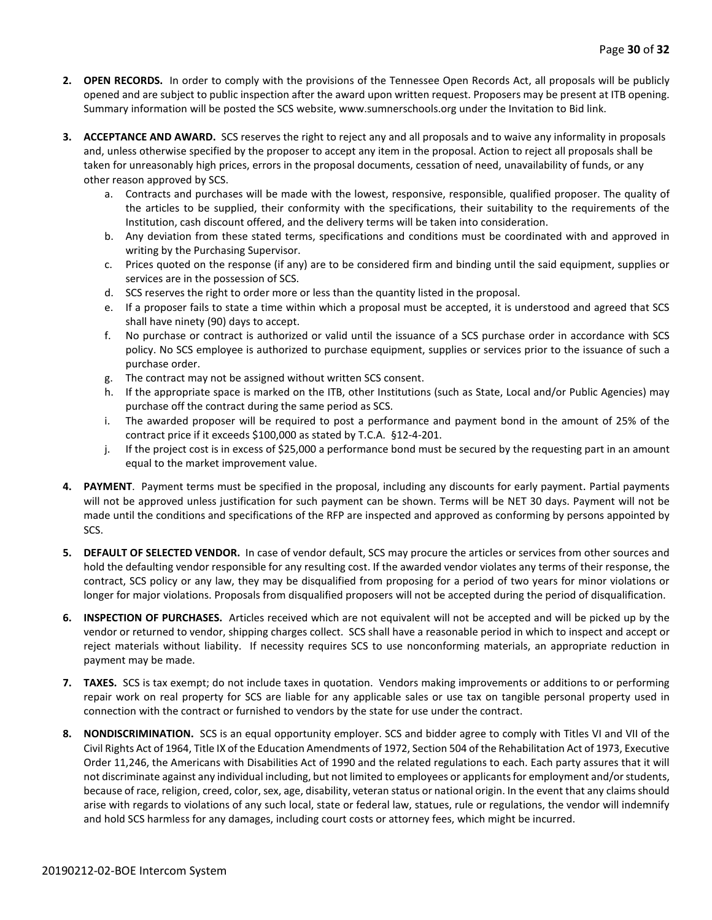2. **OPEN RECORDS.** In order to comply with the provisions of the Tennessee Open Records Act, all proposals will be publicly opened and are subject to public inspection after the award upon written request. Proposers may be present at ITB opening. Summary information will be posted the SCS website, www.sumnerschools.org under the Invitation to Bid link.

3. **ACCEPTANCE AND AWARD.** SCS reserves the right to reject any and all proposals and to waive any informality in proposals and, unless otherwise specified by the proposer to accept any item in the proposal. Action to reject all proposals shall be taken for unreasonably high prices, errors in the proposal documents, cessation of need, unavailability of funds, or any other reason approved by SCS.
   a. Contracts and purchases will be made with the lowest, responsive, responsible, qualified proposer. The quality of the articles to be supplied, their conformity with the specifications, their suitability to the requirements of the Institution, cash discount offered, and the delivery terms will be taken into consideration.
   b. Any deviation from these stated terms, specifications and conditions must be coordinated with and approved in writing by the Purchasing Supervisor.
   c. Prices quoted on the response (if any) are to be considered firm and binding until the said equipment, supplies or services are in the possession of SCS.
   d. SCS reserves the right to order more or less than the quantity listed in the proposal.
   e. If a proposer fails to state a time within which a proposal must be accepted, it is understood and agreed that SCS shall have ninety (90) days to accept.
   f. No purchase or contract is authorized or valid until the issuance of a SCS purchase order in accordance with SCS policy. No SCS employee is authorized to purchase equipment, supplies or services prior to the issuance of such a purchase order.
   g. The contract may not be assigned without written SCS consent.
   h. If the appropriate space is marked on the ITB, other Institutions (such as State, Local and/or Public Agencies) may purchase off the contract during the same period as SCS.
   i. The awarded proposer will be required to post a performance and payment bond in the amount of 25% of the contract price if it exceeds $100,000 as stated by T.C.A. §12-4-201.
   j. If the project cost is in excess of $25,000 a performance bond must be secured by the requesting part in an amount equal to the market improvement value.

4. **PAYMENT**. Payment terms must be specified in the proposal, including any discounts for early payment. Partial payments will not be approved unless justification for such payment can be shown. Terms will be NET 30 days. Payment will not be made until the conditions and specifications of the RFP are inspected and approved as conforming by persons appointed by SCS.

5. **DEFAULT OF SELECTED VENDOR.** In case of vendor default, SCS may procure the articles or services from other sources and hold the defaulting vendor responsible for any resulting cost. If the awarded vendor violates any terms of their response, the contract, SCS policy or any law, they may be disqualified from proposing for a period of two years for minor violations or longer for major violations. Proposals from disqualified proposers will not be accepted during the period of disqualification.

6. **INSPECTION OF PURCHASES.** Articles received which are not equivalent will not be accepted and will be picked up by the vendor or returned to vendor, shipping charges collect. SCS shall have a reasonable period in which to inspect and accept or reject materials without liability. If necessity requires SCS to use nonconforming materials, an appropriate reduction in payment may be made.

7. **TAXES.** SCS is tax exempt; do not include taxes in quotation. Vendors making improvements or additions to or performing repair work on real property for SCS are liable for any applicable sales or use tax on tangible personal property used in connection with the contract or furnished to vendors by the state for use under the contract.

8. **NONDISCRIMINATION.** SCS is an equal opportunity employer. SCS and bidder agree to comply with Titles VI and VII of the Civil Rights Act of 1964, Title IX of the Education Amendments of 1972, Section 504 of the Rehabilitation Act of 1973, Executive Order 11,246, the Americans with Disabilities Act of 1990 and the related regulations to each. Each party assures that it will not discriminate against any individual including, but not limited to employees or applicants for employment and/or students, because of race, religion, creed, color, sex, age, disability, veteran status or national origin. In the event that any claims should arise with regards to violations of any such local, state or federal law, statues, rule or regulations, the vendor will indemnify and hold SCS harmless for any damages, including court costs or attorney fees, which might be incurred.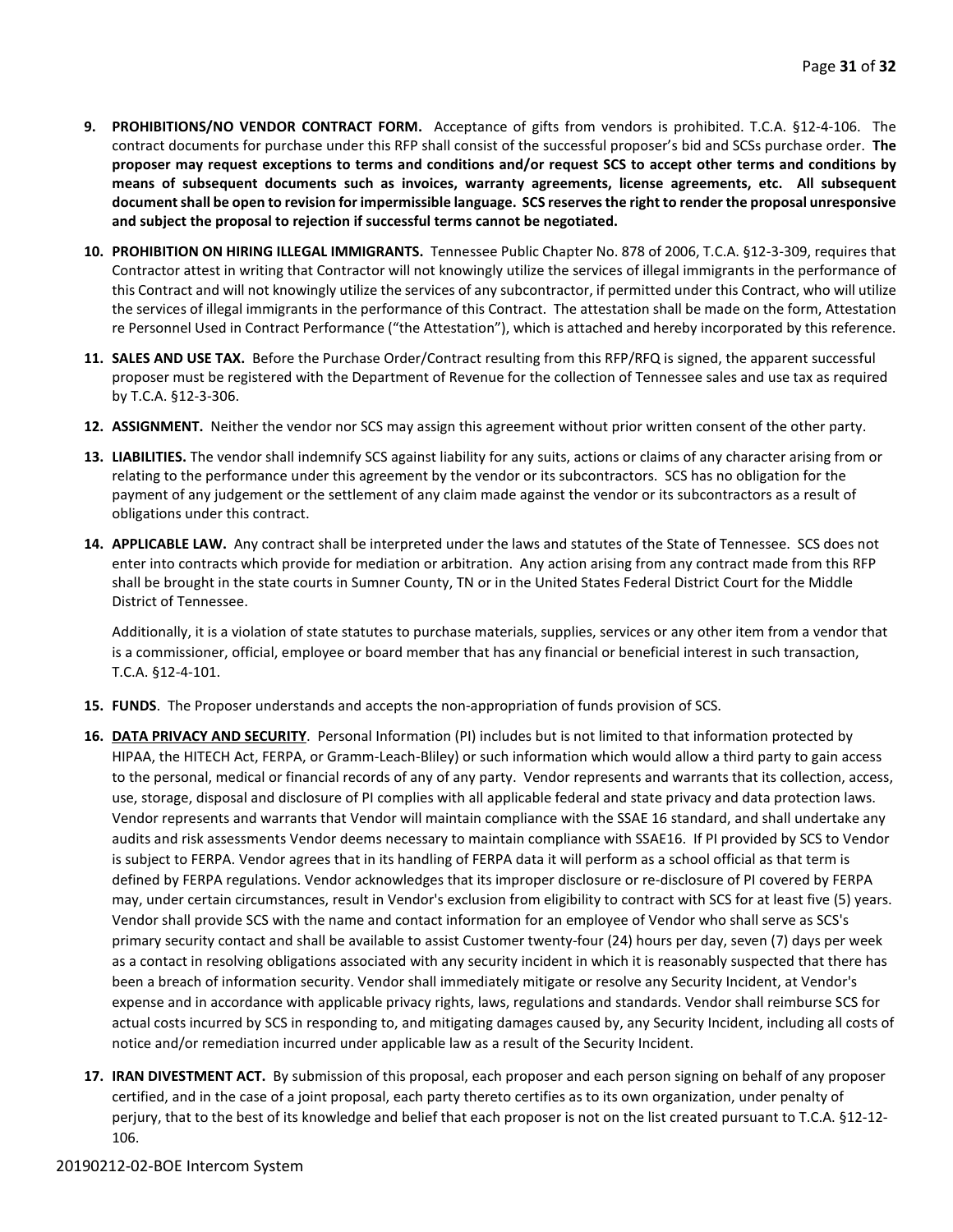9. **PROHIBITIONS/NO VENDOR CONTRACT FORM.** Acceptance of gifts from vendors is prohibited. T.C.A. §12-4-106. The contract documents for purchase under this RFP shall consist of the successful proposer's bid and SCSs purchase order. **The proposer may request exceptions to terms and conditions and/or request SCS to accept other terms and conditions by means of subsequent documents such as invoices, warranty agreements, license agreements, etc. All subsequent document shall be open to revision for impermissible language. SCS reserves the right to render the proposal unresponsive and subject the proposal to rejection if successful terms cannot be negotiated.**

10. **PROHIBITION ON HIRING ILLEGAL IMMIGRANTS.** Tennessee Public Chapter No. 878 of 2006, T.C.A. §12-3-309, requires that Contractor attest in writing that Contractor will not knowingly utilize the services of illegal immigrants in the performance of this Contract and will not knowingly utilize the services of any subcontractor, if permitted under this Contract, who will utilize the services of illegal immigrants in the performance of this Contract. The attestation shall be made on the form, Attestation re Personnel Used in Contract Performance ("the Attestation"), which is attached and hereby incorporated by this reference.

11. **SALES AND USE TAX.** Before the Purchase Order/Contract resulting from this RFP/RFQ is signed, the apparent successful proposer must be registered with the Department of Revenue for the collection of Tennessee sales and use tax as required by T.C.A. §12-3-306.

12. **ASSIGNMENT.** Neither the vendor nor SCS may assign this agreement without prior written consent of the other party.

13. **LIABILITIES.** The vendor shall indemnify SCS against liability for any suits, actions or claims of any character arising from or relating to the performance under this agreement by the vendor or its subcontractors. SCS has no obligation for the payment of any judgement or the settlement of any claim made against the vendor or its subcontractors as a result of obligations under this contract.

14. **APPLICABLE LAW.** Any contract shall be interpreted under the laws and statutes of the State of Tennessee. SCS does not enter into contracts which provide for mediation or arbitration. Any action arising from any contract made from this RFP shall be brought in the state courts in Sumner County, TN or in the United States Federal District Court for the Middle District of Tennessee.

    Additionally, it is a violation of state statutes to purchase materials, supplies, services or any other item from a vendor that is a commissioner, official, employee or board member that has any financial or beneficial interest in such transaction, T.C.A. §12-4-101.

15. **FUNDS**. The Proposer understands and accepts the non-appropriation of funds provision of SCS.

16. **DATA PRIVACY AND SECURITY**. Personal Information (PI) includes but is not limited to that information protected by HIPAA, the HITECH Act, FERPA, or Gramm-Leach-Bliley) or such information which would allow a third party to gain access to the personal, medical or financial records of any of any party. Vendor represents and warrants that its collection, access, use, storage, disposal and disclosure of PI complies with all applicable federal and state privacy and data protection laws. Vendor represents and warrants that Vendor will maintain compliance with the SSAE 16 standard, and shall undertake any audits and risk assessments Vendor deems necessary to maintain compliance with SSAE16. If PI provided by SCS to Vendor is subject to FERPA. Vendor agrees that in its handling of FERPA data it will perform as a school official as that term is defined by FERPA regulations. Vendor acknowledges that its improper disclosure or re-disclosure of PI covered by FERPA may, under certain circumstances, result in Vendor's exclusion from eligibility to contract with SCS for at least five (5) years. Vendor shall provide SCS with the name and contact information for an employee of Vendor who shall serve as SCS's primary security contact and shall be available to assist Customer twenty-four (24) hours per day, seven (7) days per week as a contact in resolving obligations associated with any security incident in which it is reasonably suspected that there has been a breach of information security. Vendor shall immediately mitigate or resolve any Security Incident, at Vendor's expense and in accordance with applicable privacy rights, laws, regulations and standards. Vendor shall reimburse SCS for actual costs incurred by SCS in responding to, and mitigating damages caused by, any Security Incident, including all costs of notice and/or remediation incurred under applicable law as a result of the Security Incident.

17. **IRAN DIVESTMENT ACT.** By submission of this proposal, each proposer and each person signing on behalf of any proposer certified, and in the case of a joint proposal, each party thereto certifies as to its own organization, under penalty of perjury, that to the best of its knowledge and belief that each proposer is not on the list created pursuant to T.C.A. §12-12-106.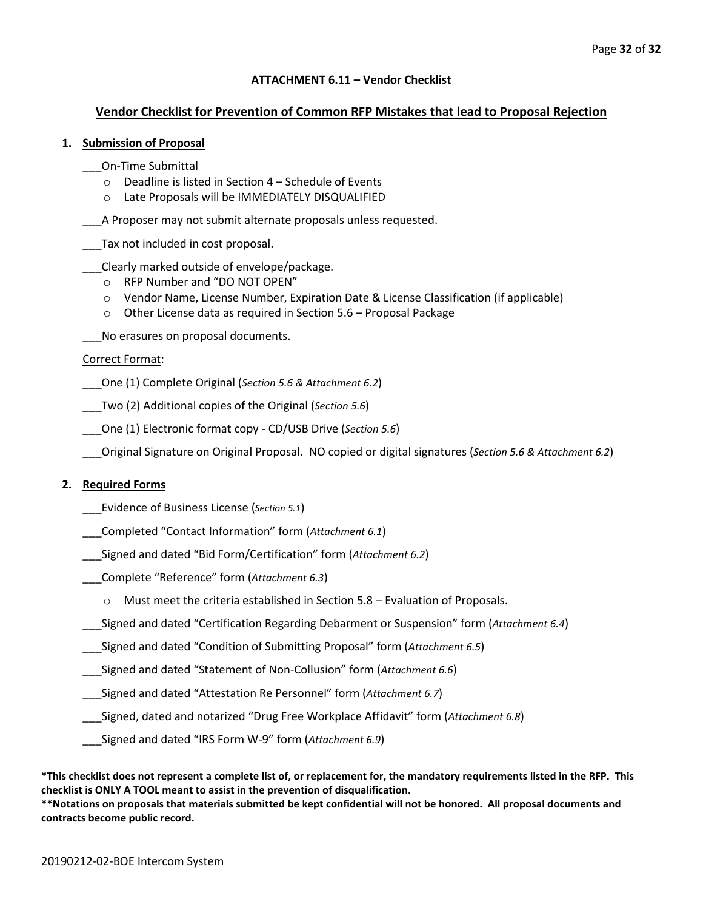## ATTACHMENT 6.11 – Vendor Checklist

## Vendor Checklist for Prevention of Common RFP Mistakes that lead to Proposal Rejection

1. **Submission of Proposal**

   ___On-Time Submittal
   - Deadline is listed in Section 4 – Schedule of Events
   - Late Proposals will be IMMEDIATELY DISQUALIFIED

   ___A Proposer may not submit alternate proposals unless requested.

   ___Tax not included in cost proposal.

   ___Clearly marked outside of envelope/package.
   - RFP Number and "DO NOT OPEN"
   - Vendor Name, License Number, Expiration Date & License Classification (if applicable)
   - Other License data as required in Section 5.6 – Proposal Package

   ___No erasures on proposal documents.

   Correct Format:

   ___One (1) Complete Original (*Section 5.6 & Attachment 6.2*)

   ___Two (2) Additional copies of the Original (*Section 5.6*)

   ___One (1) Electronic format copy - CD/USB Drive (*Section 5.6*)

   ___Original Signature on Original Proposal. NO copied or digital signatures (*Section 5.6 & Attachment 6.2*)

2. **Required Forms**

   ___Evidence of Business License (*Section 5.1*)

   ___Completed "Contact Information" form (*Attachment 6.1*)

   ___Signed and dated "Bid Form/Certification" form (*Attachment 6.2*)

   ___Complete "Reference" form (*Attachment 6.3*)
   - Must meet the criteria established in Section 5.8 – Evaluation of Proposals.

   ___Signed and dated "Certification Regarding Debarment or Suspension" form (*Attachment 6.4*)

   ___Signed and dated "Condition of Submitting Proposal" form (*Attachment 6.5*)

   ___Signed and dated "Statement of Non-Collusion" form (*Attachment 6.6*)

   ___Signed and dated "Attestation Re Personnel" form (*Attachment 6.7*)

   ___Signed, dated and notarized "Drug Free Workplace Affidavit" form (*Attachment 6.8*)

   ___Signed and dated "IRS Form W-9" form (*Attachment 6.9*)

**\*This checklist does not represent a complete list of, or replacement for, the mandatory requirements listed in the RFP. This checklist is ONLY A TOOL meant to assist in the prevention of disqualification.**

**\*\*Notations on proposals that materials submitted be kept confidential will not be honored. All proposal documents and contracts become public record.**

20190212-02-BOE Intercom System